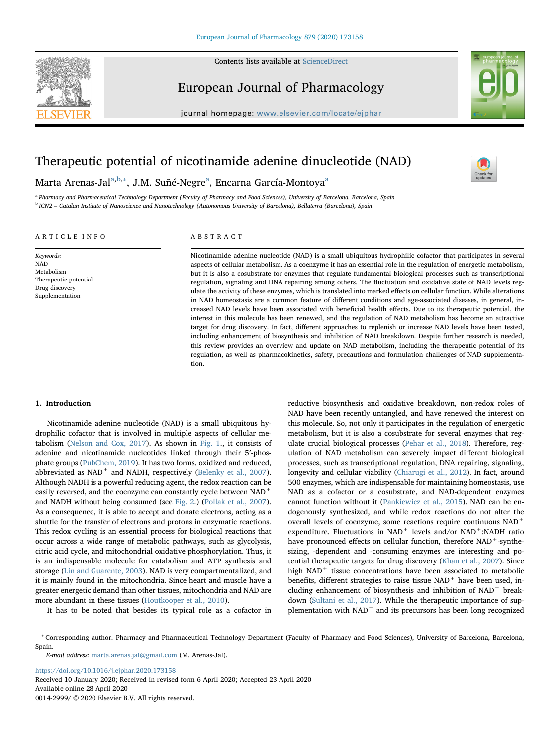# Therapeutic potential of nicotinamide adenine dinucleotide (NAD)

Marta Arenas-Jal[a,b,*], J.M. Suñé-Negre[a], Encarna García-Montoya[a]

[a] Pharmacy and Pharmaceutical Technology Department (Faculty of Pharmacy and Food Sciences), University of Barcelona, Barcelona, Spain

[b] ICN2 – Catalan Institute of Nanoscience and Nanotechnology (Autonomous University of Barcelona), Bellaterra (Barcelona), Spain

## ARTICLE INFO

*Keywords:*
NAD
Metabolism
Therapeutic potential
Drug discovery
Supplementation

## ABSTRACT

Nicotinamide adenine nucleotide (NAD) is a small ubiquitous hydrophilic cofactor that participates in several aspects of cellular metabolism. As a coenzyme it has an essential role in the regulation of energetic metabolism, but it is also a cosubstrate for enzymes that regulate fundamental biological processes such as transcriptional regulation, signaling and DNA repairing among others. The fluctuation and oxidative state of NAD levels regulate the activity of these enzymes, which is translated into marked effects on cellular function. While alterations in NAD homeostasis are a common feature of different conditions and age-associated diseases, in general, increased NAD levels have been associated with beneficial health effects. Due to its therapeutic potential, the interest in this molecule has been renewed, and the regulation of NAD metabolism has become an attractive target for drug discovery. In fact, different approaches to replenish or increase NAD levels have been tested, including enhancement of biosynthesis and inhibition of NAD breakdown. Despite further research is needed, this review provides an overview and update on NAD metabolism, including the therapeutic potential of its regulation, as well as pharmacokinetics, safety, precautions and formulation challenges of NAD supplementation.

## 1. Introduction

Nicotinamide adenine nucleotide (NAD) is a small ubiquitous hydrophilic cofactor that is involved in multiple aspects of cellular metabolism (Nelson and Cox, 2017). As shown in Fig. 1., it consists of adenine and nicotinamide nucleotides linked through their 5′-phosphate groups (PubChem, 2019). It has two forms, oxidized and reduced, abbreviated as $NAD^+$ and NADH, respectively (Belenky et al., 2007). Although NADH is a powerful reducing agent, the redox reaction can be easily reversed, and the coenzyme can constantly cycle between $NAD^+$ and NADH without being consumed (see Fig. 2.) (Pollak et al., 2007). As a consequence, it is able to accept and donate electrons, acting as a shuttle for the transfer of electrons and protons in enzymatic reactions. This redox cycling is an essential process for biological reactions that occur across a wide range of metabolic pathways, such as glycolysis, citric acid cycle, and mitochondrial oxidative phosphorylation. Thus, it is an indispensable molecule for catabolism and ATP synthesis and storage (Lin and Guarente, 2003). NAD is very compartmentalized, and it is mainly found in the mitochondria. Since heart and muscle have a greater energetic demand than other tissues, mitochondria and NAD are more abundant in these tissues (Houtkooper et al., 2010).

It has to be noted that besides its typical role as a cofactor in reductive biosynthesis and oxidative breakdown, non-redox roles of NAD have been recently untangled, and have renewed the interest on this molecule. So, not only it participates in the regulation of energetic metabolism, but it is also a cosubstrate for several enzymes that regulate crucial biological processes (Pehar et al., 2018). Therefore, regulation of NAD metabolism can severely impact different biological processes, such as transcriptional regulation, DNA repairing, signaling, longevity and cellular viability (Chiarugi et al., 2012). In fact, around 500 enzymes, which are indispensable for maintaining homeostasis, use NAD as a cofactor or a cosubstrate, and NAD-dependent enzymes cannot function without it (Pankiewicz et al., 2015). NAD can be endogenously synthesized, and while redox reactions do not alter the overall levels of coenzyme, some reactions require continuous $NAD^+$ expenditure. Fluctuations in $NAD^+$ levels and/or $NAD^+$:NADH ratio have pronounced effects on cellular function, therefore $NAD^+$-synthesizing, -dependent and -consuming enzymes are interesting and potential therapeutic targets for drug discovery (Khan et al., 2007). Since high $NAD^+$ tissue concentrations have been associated to metabolic benefits, different strategies to raise tissue $NAD^+$ have been used, including enhancement of biosynthesis and inhibition of $NAD^+$ breakdown (Sultani et al., 2017). While the therapeutic importance of supplementation with $NAD^+$ and its precursors has been long recognized

---

* Corresponding author. Pharmacy and Pharmaceutical Technology Department (Faculty of Pharmacy and Food Sciences), University of Barcelona, Barcelona, Spain.

*E-mail address:* marta.arenas.jal@gmail.com (M. Arenas-Jal).

https://doi.org/10.1016/j.ejphar.2020.173158
Received 10 January 2020; Received in revised form 6 April 2020; Accepted 23 April 2020
Available online 28 April 2020
0014-2999/ © 2020 Elsevier B.V. All rights reserved.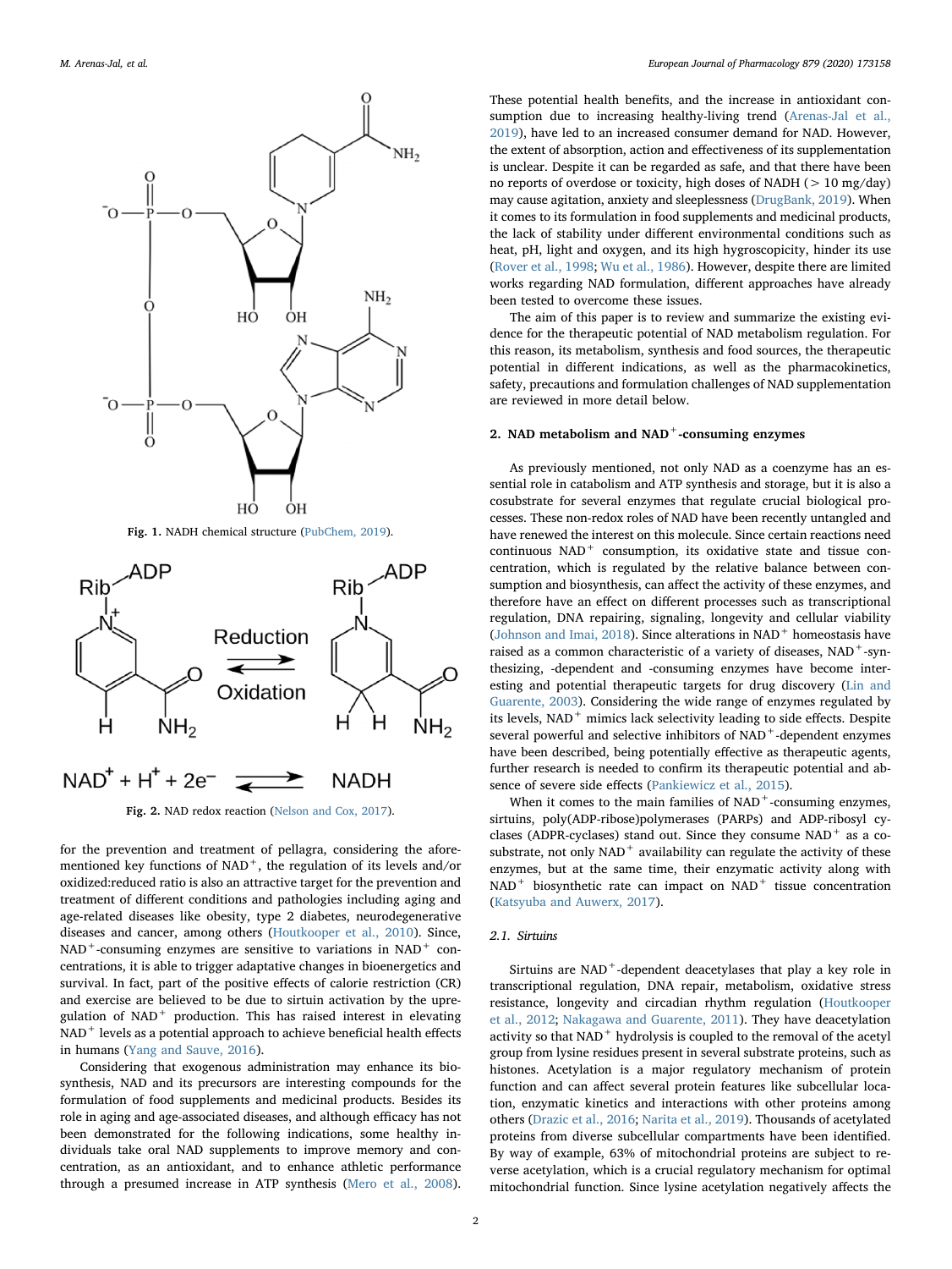Fig. 1. NADH chemical structure (PubChem, 2019).

$$NAD^+ + H^+ + 2e^- \rightleftharpoons NADH$$

Fig. 2. NAD redox reaction (Nelson and Cox, 2017).

for the prevention and treatment of pellagra, considering the aforementioned key functions of $NAD^+$, the regulation of its levels and/or oxidized:reduced ratio is also an attractive target for the prevention and treatment of different conditions and pathologies including aging and age-related diseases like obesity, type 2 diabetes, neurodegenerative diseases and cancer, among others (Houtkooper et al., 2010). Since, $NAD^+$-consuming enzymes are sensitive to variations in $NAD^+$ concentrations, it is able to trigger adaptative changes in bioenergetics and survival. In fact, part of the positive effects of calorie restriction (CR) and exercise are believed to be due to sirtuin activation by the upregulation of $NAD^+$ production. This has raised interest in elevating $NAD^+$ levels as a potential approach to achieve beneficial health effects in humans (Yang and Sauve, 2016).

Considering that exogenous administration may enhance its biosynthesis, NAD and its precursors are interesting compounds for the formulation of food supplements and medicinal products. Besides its role in aging and age-associated diseases, and although efficacy has not been demonstrated for the following indications, some healthy individuals take oral NAD supplements to improve memory and concentration, as an antioxidant, and to enhance athletic performance through a presumed increase in ATP synthesis (Mero et al., 2008). These potential health benefits, and the increase in antioxidant consumption due to increasing healthy-living trend (Arenas-Jal et al., 2019), have led to an increased consumer demand for NAD. However, the extent of absorption, action and effectiveness of its supplementation is unclear. Despite it can be regarded as safe, and that there have been no reports of overdose or toxicity, high doses of NADH (> 10 mg/day) may cause agitation, anxiety and sleeplessness (DrugBank, 2019). When it comes to its formulation in food supplements and medicinal products, the lack of stability under different environmental conditions such as heat, pH, light and oxygen, and its high hygroscopicity, hinder its use (Rover et al., 1998; Wu et al., 1986). However, despite there are limited works regarding NAD formulation, different approaches have already been tested to overcome these issues.

The aim of this paper is to review and summarize the existing evidence for the therapeutic potential of NAD metabolism regulation. For this reason, its metabolism, synthesis and food sources, the therapeutic potential in different indications, as well as the pharmacokinetics, safety, precautions and formulation challenges of NAD supplementation are reviewed in more detail below.

## 2. NAD metabolism and $NAD^+$-consuming enzymes

As previously mentioned, not only NAD as a coenzyme has an essential role in catabolism and ATP synthesis and storage, but it is also a cosubstrate for several enzymes that regulate crucial biological processes. These non-redox roles of NAD have been recently untangled and have renewed the interest on this molecule. Since certain reactions need continuous $NAD^+$ consumption, its oxidative state and tissue concentration, which is regulated by the relative balance between consumption and biosynthesis, can affect the activity of these enzymes, and therefore have an effect on different processes such as transcriptional regulation, DNA repairing, signaling, longevity and cellular viability (Johnson and Imai, 2018). Since alterations in $NAD^+$ homeostasis have raised as a common characteristic of a variety of diseases, $NAD^+$-synthesizing, -dependent and -consuming enzymes have become interesting and potential therapeutic targets for drug discovery (Lin and Guarente, 2003). Considering the wide range of enzymes regulated by its levels, $NAD^+$ mimics lack selectivity leading to side effects. Despite several powerful and selective inhibitors of $NAD^+$-dependent enzymes have been described, being potentially effective as therapeutic agents, further research is needed to confirm its therapeutic potential and absence of severe side effects (Pankiewicz et al., 2015).

When it comes to the main families of $NAD^+$-consuming enzymes, sirtuins, poly(ADP-ribose)polymerases (PARPs) and ADP-ribosyl cyclases (ADPR-cyclases) stand out. Since they consume $NAD^+$ as a cosubstrate, not only $NAD^+$ availability can regulate the activity of these enzymes, but at the same time, their enzymatic activity along with $NAD^+$ biosynthetic rate can impact on $NAD^+$ tissue concentration (Katsyuba and Auwerx, 2017).

### 2.1. Sirtuins

Sirtuins are $NAD^+$-dependent deacetylases that play a key role in transcriptional regulation, DNA repair, metabolism, oxidative stress resistance, longevity and circadian rhythm regulation (Houtkooper et al., 2012; Nakagawa and Guarente, 2011). They have deacetylation activity so that $NAD^+$ hydrolysis is coupled to the removal of the acetyl group from lysine residues present in several substrate proteins, such as histones. Acetylation is a major regulatory mechanism of protein function and can affect several protein features like subcellular location, enzymatic kinetics and interactions with other proteins among others (Drazic et al., 2016; Narita et al., 2019). Thousands of acetylated proteins from diverse subcellular compartments have been identified. By way of example, 63% of mitochondrial proteins are subject to reverse acetylation, which is a crucial regulatory mechanism for optimal mitochondrial function. Since lysine acetylation negatively affects the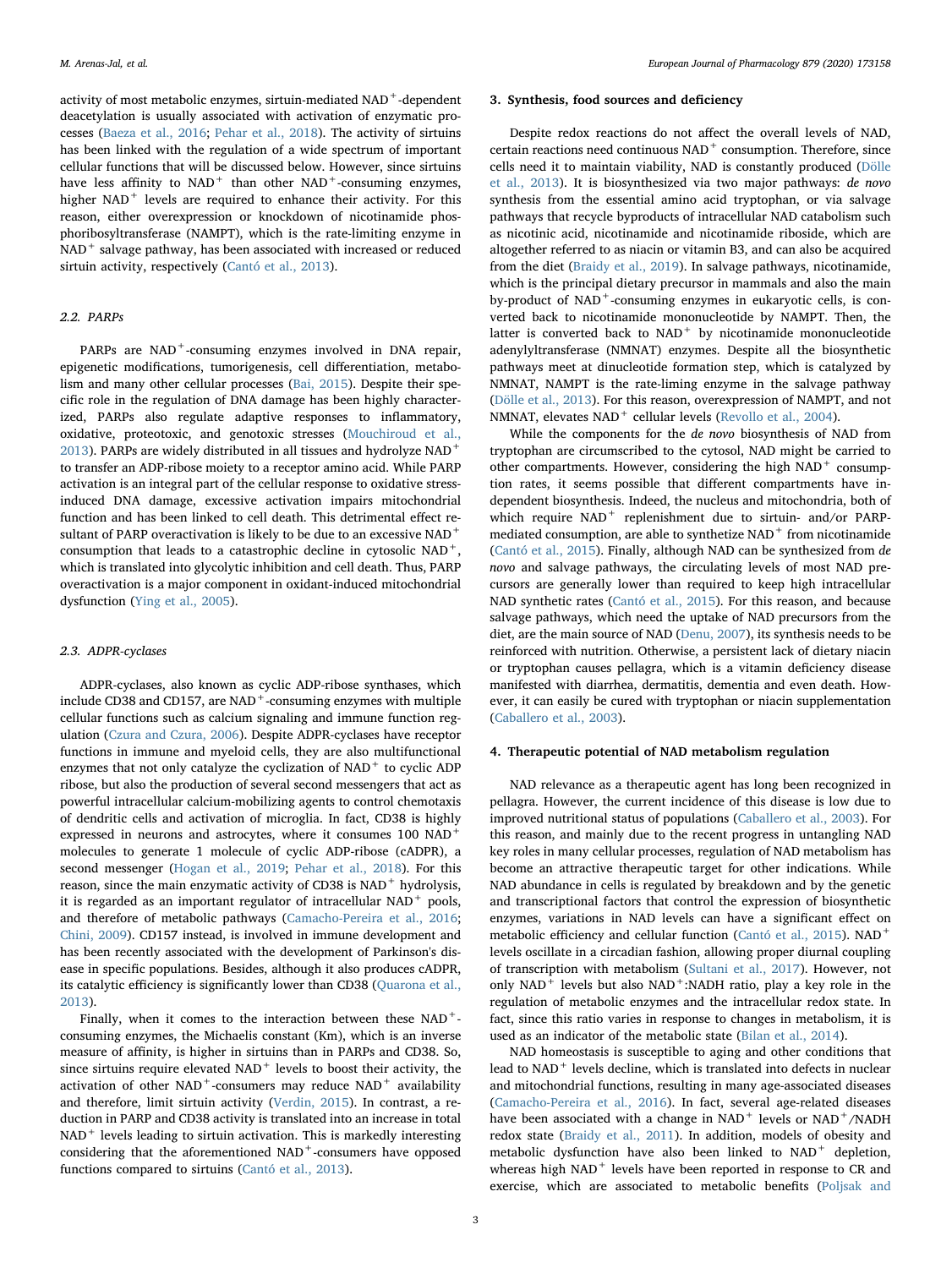activity of most metabolic enzymes, sirtuin-mediated $NAD^+$-dependent deacetylation is usually associated with activation of enzymatic processes (Baeza et al., 2016; Pehar et al., 2018). The activity of sirtuins has been linked with the regulation of a wide spectrum of important cellular functions that will be discussed below. However, since sirtuins have less affinity to $NAD^+$ than other $NAD^+$-consuming enzymes, higher $NAD^+$ levels are required to enhance their activity. For this reason, either overexpression or knockdown of nicotinamide phosphoribosyltransferase (NAMPT), which is the rate-limiting enzyme in $NAD^+$ salvage pathway, has been associated with increased or reduced sirtuin activity, respectively (Cantó et al., 2013).

### 2.2. PARPs

PARPs are $NAD^+$-consuming enzymes involved in DNA repair, epigenetic modifications, tumorigenesis, cell differentiation, metabolism and many other cellular processes (Bai, 2015). Despite their specific role in the regulation of DNA damage has been highly characterized, PARPs also regulate adaptive responses to inflammatory, oxidative, proteotoxic, and genotoxic stresses (Mouchiroud et al., 2013). PARPs are widely distributed in all tissues and hydrolyze $NAD^+$ to transfer an ADP-ribose moiety to a receptor amino acid. While PARP activation is an integral part of the cellular response to oxidative stress-induced DNA damage, excessive activation impairs mitochondrial function and has been linked to cell death. This detrimental effect resultant of PARP overactivation is likely to be due to an excessive $NAD^+$ consumption that leads to a catastrophic decline in cytosolic $NAD^+$, which is translated into glycolytic inhibition and cell death. Thus, PARP overactivation is a major component in oxidant-induced mitochondrial dysfunction (Ying et al., 2005).

### 2.3. ADPR-cyclases

ADPR-cyclases, also known as cyclic ADP-ribose synthases, which include CD38 and CD157, are $NAD^+$-consuming enzymes with multiple cellular functions such as calcium signaling and immune function regulation (Czura and Czura, 2006). Despite ADPR-cyclases have receptor functions in immune and myeloid cells, they are also multifunctional enzymes that not only catalyze the cyclization of $NAD^+$ to cyclic ADP ribose, but also the production of several second messengers that act as powerful intracellular calcium-mobilizing agents to control chemotaxis of dendritic cells and activation of microglia. In fact, CD38 is highly expressed in neurons and astrocytes, where it consumes 100 $NAD^+$ molecules to generate 1 molecule of cyclic ADP-ribose (cADPR), a second messenger (Hogan et al., 2019; Pehar et al., 2018). For this reason, since the main enzymatic activity of CD38 is $NAD^+$ hydrolysis, it is regarded as an important regulator of intracellular $NAD^+$ pools, and therefore of metabolic pathways (Camacho-Pereira et al., 2016; Chini, 2009). CD157 instead, is involved in immune development and has been recently associated with the development of Parkinson's disease in specific populations. Besides, although it also produces cADPR, its catalytic efficiency is significantly lower than CD38 (Quarona et al., 2013).

Finally, when it comes to the interaction between these $NAD^+$-consuming enzymes, the Michaelis constant (Km), which is an inverse measure of affinity, is higher in sirtuins than in PARPs and CD38. So, since sirtuins require elevated $NAD^+$ levels to boost their activity, the activation of other $NAD^+$-consumers may reduce $NAD^+$ availability and therefore, limit sirtuin activity (Verdin, 2015). In contrast, a reduction in PARP and CD38 activity is translated into an increase in total $NAD^+$ levels leading to sirtuin activation. This is markedly interesting considering that the aforementioned $NAD^+$-consumers have opposed functions compared to sirtuins (Cantó et al., 2013).

## 3. Synthesis, food sources and deficiency

Despite redox reactions do not affect the overall levels of NAD, certain reactions need continuous $NAD^+$ consumption. Therefore, since cells need it to maintain viability, NAD is constantly produced (Dölle et al., 2013). It is biosynthesized via two major pathways: *de novo* synthesis from the essential amino acid tryptophan, or via salvage pathways that recycle byproducts of intracellular NAD catabolism such as nicotinic acid, nicotinamide and nicotinamide riboside, which are altogether referred to as niacin or vitamin B3, and can also be acquired from the diet (Braidy et al., 2019). In salvage pathways, nicotinamide, which is the principal dietary precursor in mammals and also the main by-product of $NAD^+$-consuming enzymes in eukaryotic cells, is converted back to nicotinamide mononucleotide by NAMPT. Then, the latter is converted back to $NAD^+$ by nicotinamide mononucleotide adenylyltransferase (NMNAT) enzymes. Despite all the biosynthetic pathways meet at dinucleotide formation step, which is catalyzed by NMNAT, NAMPT is the rate-liming enzyme in the salvage pathway (Dölle et al., 2013). For this reason, overexpression of NAMPT, and not NMNAT, elevates $NAD^+$ cellular levels (Revollo et al., 2004).

While the components for the *de novo* biosynthesis of NAD from tryptophan are circumscribed to the cytosol, NAD might be carried to other compartments. However, considering the high $NAD^+$ consumption rates, it seems possible that different compartments have independent biosynthesis. Indeed, the nucleus and mitochondria, both of which require $NAD^+$ replenishment due to sirtuin- and/or PARP-mediated consumption, are able to synthetize $NAD^+$ from nicotinamide (Cantó et al., 2015). Finally, although NAD can be synthesized from *de novo* and salvage pathways, the circulating levels of most NAD precursors are generally lower than required to keep high intracellular NAD synthetic rates (Cantó et al., 2015). For this reason, and because salvage pathways, which need the uptake of NAD precursors from the diet, are the main source of NAD (Denu, 2007), its synthesis needs to be reinforced with nutrition. Otherwise, a persistent lack of dietary niacin or tryptophan causes pellagra, which is a vitamin deficiency disease manifested with diarrhea, dermatitis, dementia and even death. However, it can easily be cured with tryptophan or niacin supplementation (Caballero et al., 2003).

## 4. Therapeutic potential of NAD metabolism regulation

NAD relevance as a therapeutic agent has long been recognized in pellagra. However, the current incidence of this disease is low due to improved nutritional status of populations (Caballero et al., 2003). For this reason, and mainly due to the recent progress in untangling NAD key roles in many cellular processes, regulation of NAD metabolism has become an attractive therapeutic target for other indications. While NAD abundance in cells is regulated by breakdown and by the genetic and transcriptional factors that control the expression of biosynthetic enzymes, variations in NAD levels can have a significant effect on metabolic efficiency and cellular function (Cantó et al., 2015). $NAD^+$ levels oscillate in a circadian fashion, allowing proper diurnal coupling of transcription with metabolism (Sultani et al., 2017). However, not only $NAD^+$ levels but also $NAD^+$:NADH ratio, play a key role in the regulation of metabolic enzymes and the intracellular redox state. In fact, since this ratio varies in response to changes in metabolism, it is used as an indicator of the metabolic state (Bilan et al., 2014).

NAD homeostasis is susceptible to aging and other conditions that lead to $NAD^+$ levels decline, which is translated into defects in nuclear and mitochondrial functions, resulting in many age-associated diseases (Camacho-Pereira et al., 2016). In fact, several age-related diseases have been associated with a change in $NAD^+$ levels or $NAD^+$/NADH redox state (Braidy et al., 2011). In addition, models of obesity and metabolic dysfunction have also been linked to $NAD^+$ depletion, whereas high $NAD^+$ levels have been reported in response to CR and exercise, which are associated to metabolic benefits (Poljsak and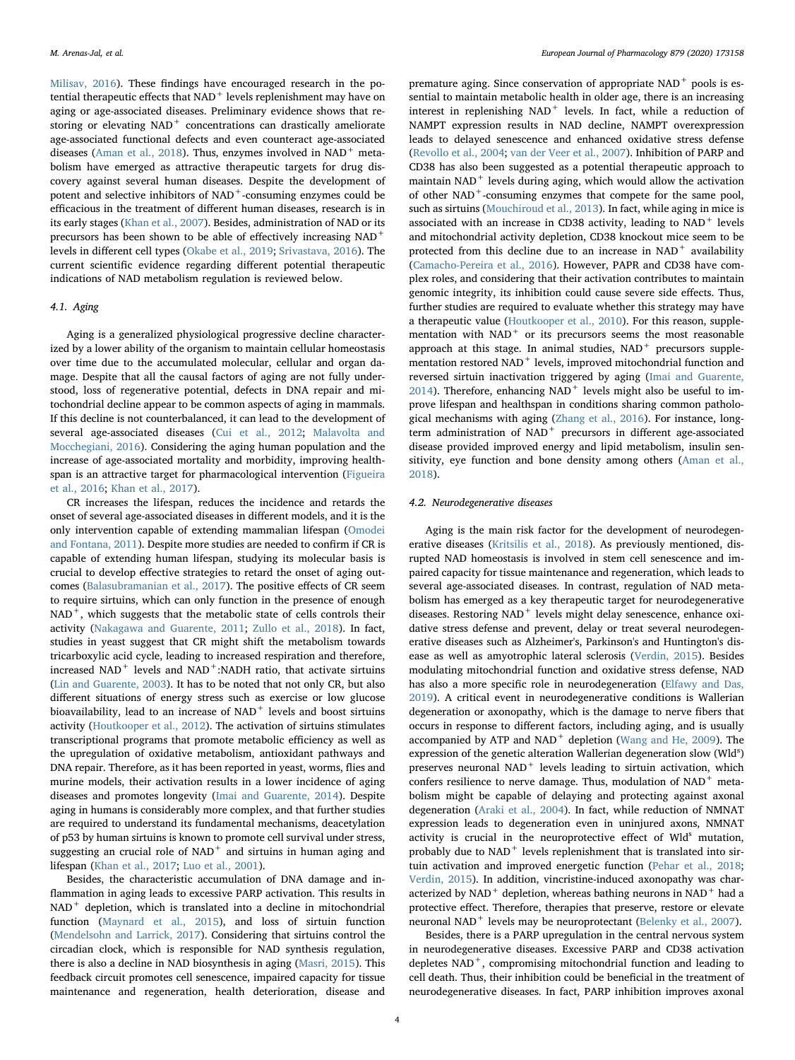Milisav, 2016). These findings have encouraged research in the potential therapeutic effects that $NAD^+$ levels replenishment may have on aging or age-associated diseases. Preliminary evidence shows that restoring or elevating $NAD^+$ concentrations can drastically ameliorate age-associated functional defects and even counteract age-associated diseases (Aman et al., 2018). Thus, enzymes involved in $NAD^+$ metabolism have emerged as attractive therapeutic targets for drug discovery against several human diseases. Despite the development of potent and selective inhibitors of $NAD^+$-consuming enzymes could be efficacious in the treatment of different human diseases, research is in its early stages (Khan et al., 2007). Besides, administration of NAD or its precursors has been shown to be able of effectively increasing $NAD^+$ levels in different cell types (Okabe et al., 2019; Srivastava, 2016). The current scientific evidence regarding different potential therapeutic indications of NAD metabolism regulation is reviewed below.

### 4.1. Aging

Aging is a generalized physiological progressive decline characterized by a lower ability of the organism to maintain cellular homeostasis over time due to the accumulated molecular, cellular and organ damage. Despite that all the causal factors of aging are not fully understood, loss of regenerative potential, defects in DNA repair and mitochondrial decline appear to be common aspects of aging in mammals. If this decline is not counterbalanced, it can lead to the development of several age-associated diseases (Cui et al., 2012; Malavolta and Mocchegiani, 2016). Considering the aging human population and the increase of age-associated mortality and morbidity, improving healthspan is an attractive target for pharmacological intervention (Figueira et al., 2016; Khan et al., 2017).

CR increases the lifespan, reduces the incidence and retards the onset of several age-associated diseases in different models, and it is the only intervention capable of extending mammalian lifespan (Omodei and Fontana, 2011). Despite more studies are needed to confirm if CR is capable of extending human lifespan, studying its molecular basis is crucial to develop effective strategies to retard the onset of aging outcomes (Balasubramanian et al., 2017). The positive effects of CR seem to require sirtuins, which can only function in the presence of enough $NAD^+$, which suggests that the metabolic state of cells controls their activity (Nakagawa and Guarente, 2011; Zullo et al., 2018). In fact, studies in yeast suggest that CR might shift the metabolism towards tricarboxylic acid cycle, leading to increased respiration and therefore, increased $NAD^+$ levels and $NAD^+$:NADH ratio, that activate sirtuins (Lin and Guarente, 2003). It has to be noted that not only CR, but also different situations of energy stress such as exercise or low glucose bioavailability, lead to an increase of $NAD^+$ levels and boost sirtuins activity (Houtkooper et al., 2012). The activation of sirtuins stimulates transcriptional programs that promote metabolic efficiency as well as the upregulation of oxidative metabolism, antioxidant pathways and DNA repair. Therefore, as it has been reported in yeast, worms, flies and murine models, their activation results in a lower incidence of aging diseases and promotes longevity (Imai and Guarente, 2014). Despite aging in humans is considerably more complex, and that further studies are required to understand its fundamental mechanisms, deacetylation of p53 by human sirtuins is known to promote cell survival under stress, suggesting an crucial role of $NAD^+$ and sirtuins in human aging and lifespan (Khan et al., 2017; Luo et al., 2001).

Besides, the characteristic accumulation of DNA damage and inflammation in aging leads to excessive PARP activation. This results in $NAD^+$ depletion, which is translated into a decline in mitochondrial function (Maynard et al., 2015), and loss of sirtuin function (Mendelsohn and Larrick, 2017). Considering that sirtuins control the circadian clock, which is responsible for NAD synthesis regulation, there is also a decline in NAD biosynthesis in aging (Masri, 2015). This feedback circuit promotes cell senescence, impaired capacity for tissue maintenance and regeneration, health deterioration, disease and premature aging. Since conservation of appropriate $NAD^+$ pools is essential to maintain metabolic health in older age, there is an increasing interest in replenishing $NAD^+$ levels. In fact, while a reduction of NAMPT expression results in NAD decline, NAMPT overexpression leads to delayed senescence and enhanced oxidative stress defense (Revollo et al., 2004; van der Veer et al., 2007). Inhibition of PARP and CD38 has also been suggested as a potential therapeutic approach to maintain $NAD^+$ levels during aging, which would allow the activation of other $NAD^+$-consuming enzymes that compete for the same pool, such as sirtuins (Mouchiroud et al., 2013). In fact, while aging in mice is associated with an increase in CD38 activity, leading to $NAD^+$ levels and mitochondrial activity depletion, CD38 knockout mice seem to be protected from this decline due to an increase in $NAD^+$ availability (Camacho-Pereira et al., 2016). However, PAPR and CD38 have complex roles, and considering that their activation contributes to maintain genomic integrity, its inhibition could cause severe side effects. Thus, further studies are required to evaluate whether this strategy may have a therapeutic value (Houtkooper et al., 2010). For this reason, supplementation with $NAD^+$ or its precursors seems the most reasonable approach at this stage. In animal studies, $NAD^+$ precursors supplementation restored $NAD^+$ levels, improved mitochondrial function and reversed sirtuin inactivation triggered by aging (Imai and Guarente, 2014). Therefore, enhancing $NAD^+$ levels might also be useful to improve lifespan and healthspan in conditions sharing common pathological mechanisms with aging (Zhang et al., 2016). For instance, long-term administration of $NAD^+$ precursors in different age-associated disease provided improved energy and lipid metabolism, insulin sensitivity, eye function and bone density among others (Aman et al., 2018).

### 4.2. Neurodegenerative diseases

Aging is the main risk factor for the development of neurodegenerative diseases (Kritsilis et al., 2018). As previously mentioned, disrupted NAD homeostasis is involved in stem cell senescence and impaired capacity for tissue maintenance and regeneration, which leads to several age-associated diseases. In contrast, regulation of NAD metabolism has emerged as a key therapeutic target for neurodegenerative diseases. Restoring $NAD^+$ levels might delay senescence, enhance oxidative stress defense and prevent, delay or treat several neurodegenerative diseases such as Alzheimer's, Parkinson's and Huntington's disease as well as amyotrophic lateral sclerosis (Verdin, 2015). Besides modulating mitochondrial function and oxidative stress defense, NAD has also a more specific role in neurodegeneration (Elfawy and Das, 2019). A critical event in neurodegenerative conditions is Wallerian degeneration or axonopathy, which is the damage to nerve fibers that occurs in response to different factors, including aging, and is usually accompanied by ATP and $NAD^+$ depletion (Wang and He, 2009). The expression of the genetic alteration Wallerian degeneration slow ($Wld^s$) preserves neuronal $NAD^+$ levels leading to sirtuin activation, which confers resilience to nerve damage. Thus, modulation of $NAD^+$ metabolism might be capable of delaying and protecting against axonal degeneration (Araki et al., 2004). In fact, while reduction of NMNAT expression leads to degeneration even in uninjured axons, NMNAT activity is crucial in the neuroprotective effect of $Wld^s$ mutation, probably due to $NAD^+$ levels replenishment that is translated into sirtuin activation and improved energetic function (Pehar et al., 2018; Verdin, 2015). In addition, vincristine-induced axonopathy was characterized by $NAD^+$ depletion, whereas bathing neurons in $NAD^+$ had a protective effect. Therefore, therapies that preserve, restore or elevate neuronal $NAD^+$ levels may be neuroprotectant (Belenky et al., 2007).

Besides, there is a PARP upregulation in the central nervous system in neurodegenerative diseases. Excessive PARP and CD38 activation depletes $NAD^+$, compromising mitochondrial function and leading to cell death. Thus, their inhibition could be beneficial in the treatment of neurodegenerative diseases. In fact, PARP inhibition improves axonal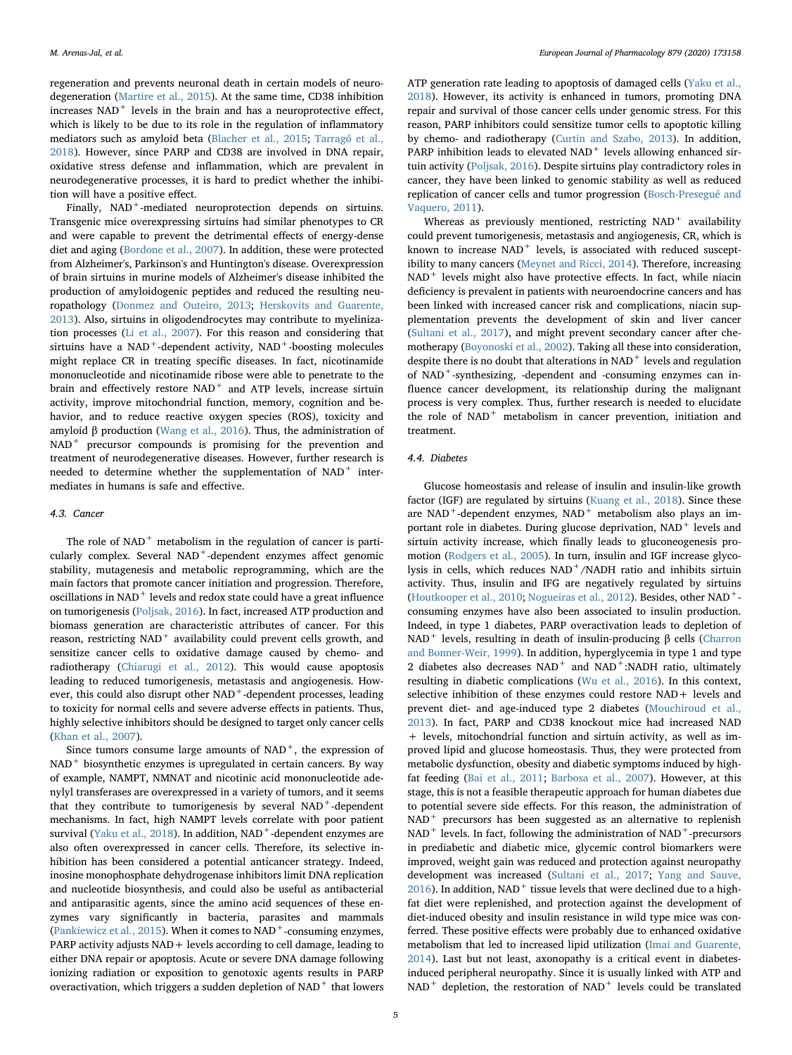regeneration and prevents neuronal death in certain models of neurodegeneration (Martire et al., 2015). At the same time, CD38 inhibition increases $NAD^+$ levels in the brain and has a neuroprotective effect, which is likely to be due to its role in the regulation of inflammatory mediators such as amyloid beta (Blacher et al., 2015; Tarragó et al., 2018). However, since PARP and CD38 are involved in DNA repair, oxidative stress defense and inflammation, which are prevalent in neurodegenerative processes, it is hard to predict whether the inhibition will have a positive effect.

Finally, $NAD^+$-mediated neuroprotection depends on sirtuins. Transgenic mice overexpressing sirtuins had similar phenotypes to CR and were capable to prevent the detrimental effects of energy-dense diet and aging (Bordone et al., 2007). In addition, these were protected from Alzheimer's, Parkinson's and Huntington's disease. Overexpression of brain sirtuins in murine models of Alzheimer's disease inhibited the production of amyloidogenic peptides and reduced the resulting neuropathology (Donmez and Outeiro, 2013; Herskovits and Guarente, 2013). Also, sirtuins in oligodendrocytes may contribute to myelinization processes (Li et al., 2007). For this reason and considering that sirtuins have a $NAD^+$-dependent activity, $NAD^+$-boosting molecules might replace CR in treating specific diseases. In fact, nicotinamide mononucleotide and nicotinamide ribose were able to penetrate to the brain and effectively restore $NAD^+$ and ATP levels, increase sirtuin activity, improve mitochondrial function, memory, cognition and behavior, and to reduce reactive oxygen species (ROS), toxicity and amyloid β production (Wang et al., 2016). Thus, the administration of $NAD^+$ precursor compounds is promising for the prevention and treatment of neurodegenerative diseases. However, further research is needed to determine whether the supplementation of $NAD^+$ intermediates in humans is safe and effective.

### 4.3. Cancer

The role of $NAD^+$ metabolism in the regulation of cancer is particularly complex. Several $NAD^+$-dependent enzymes affect genomic stability, mutagenesis and metabolic reprogramming, which are the main factors that promote cancer initiation and progression. Therefore, oscillations in $NAD^+$ levels and redox state could have a great influence on tumorigenesis (Poljsak, 2016). In fact, increased ATP production and biomass generation are characteristic attributes of cancer. For this reason, restricting $NAD^+$ availability could prevent cells growth, and sensitize cancer cells to oxidative damage caused by chemo- and radiotherapy (Chiarugi et al., 2012). This would cause apoptosis leading to reduced tumorigenesis, metastasis and angiogenesis. However, this could also disrupt other $NAD^+$-dependent processes, leading to toxicity for normal cells and severe adverse effects in patients. Thus, highly selective inhibitors should be designed to target only cancer cells (Khan et al., 2007).

Since tumors consume large amounts of $NAD^+$, the expression of $NAD^+$ biosynthetic enzymes is upregulated in certain cancers. By way of example, NAMPT, NMNAT and nicotinic acid mononucleotide adenylyl transferases are overexpressed in a variety of tumors, and it seems that they contribute to tumorigenesis by several $NAD^+$-dependent mechanisms. In fact, high NAMPT levels correlate with poor patient survival (Yaku et al., 2018). In addition, $NAD^+$-dependent enzymes are also often overexpressed in cancer cells. Therefore, its selective inhibition has been considered a potential anticancer strategy. Indeed, inosine monophosphate dehydrogenase inhibitors limit DNA replication and nucleotide biosynthesis, and could also be useful as antibacterial and antiparasitic agents, since the amino acid sequences of these enzymes vary significantly in bacteria, parasites and mammals (Pankiewicz et al., 2015). When it comes to $NAD^+$-consuming enzymes, PARP adjusts NAD+ levels according to cell damage, leading to either DNA repair or apoptosis. Acute or severe DNA damage following ionizing radiation or exposition to genotoxic agents results in PARP overactivation, which triggers a sudden depletion of $NAD^+$ that lowers ATP generation rate leading to apoptosis of damaged cells (Yaku et al., 2018). However, its activity is enhanced in tumors, promoting DNA repair and survival of those cancer cells under genomic stress. For this reason, PARP inhibitors could sensitize tumor cells to apoptotic killing by chemo- and radiotherapy (Curtin and Szabo, 2013). In addition, PARP inhibition leads to elevated $NAD^+$ levels allowing enhanced sirtuin activity (Poljsak, 2016). Despite sirtuins play contradictory roles in cancer, they have been linked to genomic stability as well as reduced replication of cancer cells and tumor progression (Bosch-Presegué and Vaquero, 2011).

Whereas as previously mentioned, restricting $NAD^+$ availability could prevent tumorigenesis, metastasis and angiogenesis, CR, which is known to increase $NAD^+$ levels, is associated with reduced susceptibility to many cancers (Meynet and Ricci, 2014). Therefore, increasing $NAD^+$ levels might also have protective effects. In fact, while niacin deficiency is prevalent in patients with neuroendocrine cancers and has been linked with increased cancer risk and complications, niacin supplementation prevents the development of skin and liver cancer (Sultani et al., 2017), and might prevent secondary cancer after chemotherapy (Boyonoski et al., 2002). Taking all these into consideration, despite there is no doubt that alterations in $NAD^+$ levels and regulation of $NAD^+$-synthesizing, -dependent and -consuming enzymes can influence cancer development, its relationship during the malignant process is very complex. Thus, further research is needed to elucidate the role of $NAD^+$ metabolism in cancer prevention, initiation and treatment.

### 4.4. Diabetes

Glucose homeostasis and release of insulin and insulin-like growth factor (IGF) are regulated by sirtuins (Kuang et al., 2018). Since these are $NAD^+$-dependent enzymes, $NAD^+$ metabolism also plays an important role in diabetes. During glucose deprivation, $NAD^+$ levels and sirtuin activity increase, which finally leads to gluconeogenesis promotion (Rodgers et al., 2005). In turn, insulin and IGF increase glycolysis in cells, which reduces $NAD^+$/NADH ratio and inhibits sirtuin activity. Thus, insulin and IFG are negatively regulated by sirtuins (Houtkooper et al., 2010; Nogueiras et al., 2012). Besides, other $NAD^+$-consuming enzymes have also been associated to insulin production. Indeed, in type 1 diabetes, PARP overactivation leads to depletion of $NAD^+$ levels, resulting in death of insulin-producing β cells (Charron and Bonner-Weir, 1999). In addition, hyperglycemia in type 1 and type 2 diabetes also decreases $NAD^+$ and $NAD^+$:NADH ratio, ultimately resulting in diabetic complications (Wu et al., 2016). In this context, selective inhibition of these enzymes could restore NAD+ levels and prevent diet- and age-induced type 2 diabetes (Mouchiroud et al., 2013). In fact, PARP and CD38 knockout mice had increased NAD + levels, mitochondrial function and sirtuin activity, as well as improved lipid and glucose homeostasis. Thus, they were protected from metabolic dysfunction, obesity and diabetic symptoms induced by high-fat feeding (Bai et al., 2011; Barbosa et al., 2007). However, at this stage, this is not a feasible therapeutic approach for human diabetes due to potential severe side effects. For this reason, the administration of $NAD^+$ precursors has been suggested as an alternative to replenish $NAD^+$ levels. In fact, following the administration of $NAD^+$-precursors in prediabetic and diabetic mice, glycemic control biomarkers were improved, weight gain was reduced and protection against neuropathy development was increased (Sultani et al., 2017; Yang and Sauve, 2016). In addition, $NAD^+$ tissue levels that were declined due to a high-fat diet were replenished, and protection against the development of diet-induced obesity and insulin resistance in wild type mice was conferred. These positive effects were probably due to enhanced oxidative metabolism that led to increased lipid utilization (Imai and Guarente, 2014). Last but not least, axonopathy is a critical event in diabetes-induced peripheral neuropathy. Since it is usually linked with ATP and $NAD^+$ depletion, the restoration of $NAD^+$ levels could be translated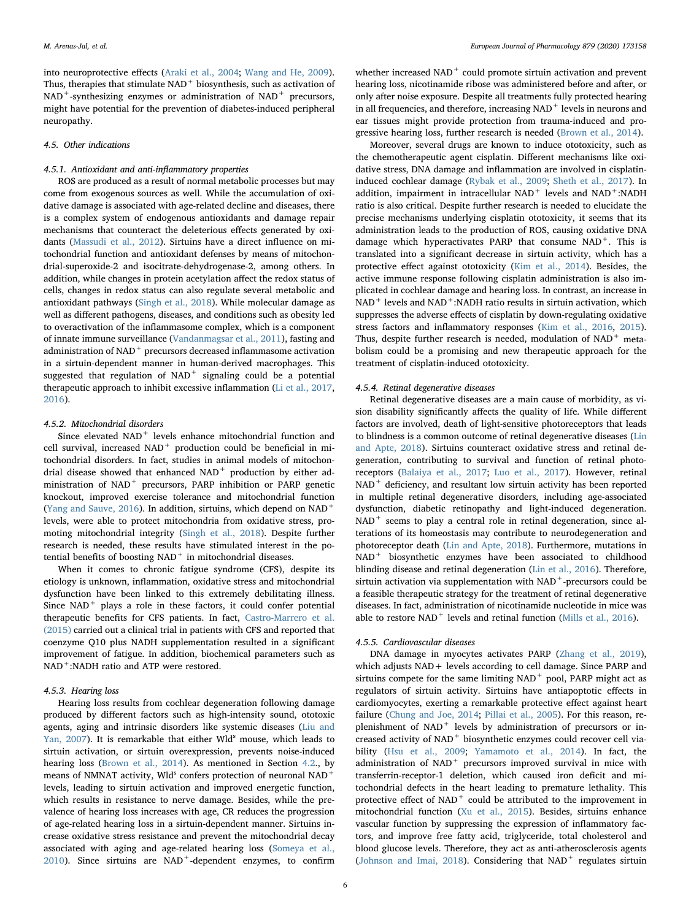into neuroprotective effects (Araki et al., 2004; Wang and He, 2009). Thus, therapies that stimulate NAD$^+$ biosynthesis, such as activation of NAD$^+$-synthesizing enzymes or administration of NAD$^+$ precursors, might have potential for the prevention of diabetes-induced peripheral neuropathy.

### 4.5. Other indications

#### 4.5.1. Antioxidant and anti-inflammatory properties

ROS are produced as a result of normal metabolic processes but may come from exogenous sources as well. While the accumulation of oxidative damage is associated with age-related decline and diseases, there is a complex system of endogenous antioxidants and damage repair mechanisms that counteract the deleterious effects generated by oxidants (Massudi et al., 2012). Sirtuins have a direct influence on mitochondrial function and antioxidant defenses by means of mitochondrial-superoxide-2 and isocitrate-dehydrogenase-2, among others. In addition, while changes in protein acetylation affect the redox status of cells, changes in redox status can also regulate several metabolic and antioxidant pathways (Singh et al., 2018). While molecular damage as well as different pathogens, diseases, and conditions such as obesity led to overactivation of the inflammasome complex, which is a component of innate immune surveillance (Vandanmagsar et al., 2011), fasting and administration of NAD$^+$ precursors decreased inflammasome activation in a sirtuin-dependent manner in human-derived macrophages. This suggested that regulation of NAD$^+$ signaling could be a potential therapeutic approach to inhibit excessive inflammation (Li et al., 2017, 2016).

#### 4.5.2. Mitochondrial disorders

Since elevated NAD$^+$ levels enhance mitochondrial function and cell survival, increased NAD$^+$ production could be beneficial in mitochondrial disorders. In fact, studies in animal models of mitochondrial disease showed that enhanced NAD$^+$ production by either administration of NAD$^+$ precursors, PARP inhibition or PARP genetic knockout, improved exercise tolerance and mitochondrial function (Yang and Sauve, 2016). In addition, sirtuins, which depend on NAD$^+$ levels, were able to protect mitochondria from oxidative stress, promoting mitochondrial integrity (Singh et al., 2018). Despite further research is needed, these results have stimulated interest in the potential benefits of boosting NAD$^+$ in mitochondrial diseases.

When it comes to chronic fatigue syndrome (CFS), despite its etiology is unknown, inflammation, oxidative stress and mitochondrial dysfunction have been linked to this extremely debilitating illness. Since NAD$^+$ plays a role in these factors, it could confer potential therapeutic benefits for CFS patients. In fact, Castro-Marrero et al. (2015) carried out a clinical trial in patients with CFS and reported that coenzyme Q10 plus NADH supplementation resulted in a significant improvement of fatigue. In addition, biochemical parameters such as NAD$^+$:NADH ratio and ATP were restored.

#### 4.5.3. Hearing loss

Hearing loss results from cochlear degeneration following damage produced by different factors such as high-intensity sound, ototoxic agents, aging and intrinsic disorders like systemic diseases (Liu and Yan, 2007). It is remarkable that either Wld$^s$ mouse, which leads to sirtuin activation, or sirtuin overexpression, prevents noise-induced hearing loss (Brown et al., 2014). As mentioned in Section 4.2., by means of NMNAT activity, Wld$^s$ confers protection of neuronal NAD$^+$ levels, leading to sirtuin activation and improved energetic function, which results in resistance to nerve damage. Besides, while the prevalence of hearing loss increases with age, CR reduces the progression of age-related hearing loss in a sirtuin-dependent manner. Sirtuins increase oxidative stress resistance and prevent the mitochondrial decay associated with aging and age-related hearing loss (Someya et al., 2010). Since sirtuins are NAD$^+$-dependent enzymes, to confirm whether increased NAD$^+$ could promote sirtuin activation and prevent hearing loss, nicotinamide ribose was administered before and after, or only after noise exposure. Despite all treatments fully protected hearing in all frequencies, and therefore, increasing NAD$^+$ levels in neurons and ear tissues might provide protection from trauma-induced and progressive hearing loss, further research is needed (Brown et al., 2014).

Moreover, several drugs are known to induce ototoxicity, such as the chemotherapeutic agent cisplatin. Different mechanisms like oxidative stress, DNA damage and inflammation are involved in cisplatin-induced cochlear damage (Rybak et al., 2009; Sheth et al., 2017). In addition, impairment in intracellular NAD$^+$ levels and NAD$^+$:NADH ratio is also critical. Despite further research is needed to elucidate the precise mechanisms underlying cisplatin ototoxicity, it seems that its administration leads to the production of ROS, causing oxidative DNA damage which hyperactivates PARP that consume NAD$^+$. This is translated into a significant decrease in sirtuin activity, which has a protective effect against ototoxicity (Kim et al., 2014). Besides, the active immune response following cisplatin administration is also implicated in cochlear damage and hearing loss. In contrast, an increase in NAD$^+$ levels and NAD$^+$:NADH ratio results in sirtuin activation, which suppresses the adverse effects of cisplatin by down-regulating oxidative stress factors and inflammatory responses (Kim et al., 2016, 2015). Thus, despite further research is needed, modulation of NAD$^+$ metabolism could be a promising and new therapeutic approach for the treatment of cisplatin-induced ototoxicity.

#### 4.5.4. Retinal degenerative diseases

Retinal degenerative diseases are a main cause of morbidity, as vision disability significantly affects the quality of life. While different factors are involved, death of light-sensitive photoreceptors that leads to blindness is a common outcome of retinal degenerative diseases (Lin and Apte, 2018). Sirtuins counteract oxidative stress and retinal degeneration, contributing to survival and function of retinal photoreceptors (Balaiya et al., 2017; Luo et al., 2017). However, retinal NAD$^+$ deficiency, and resultant low sirtuin activity has been reported in multiple retinal degenerative disorders, including age-associated dysfunction, diabetic retinopathy and light-induced degeneration. NAD$^+$ seems to play a central role in retinal degeneration, since alterations of its homeostasis may contribute to neurodegeneration and photoreceptor death (Lin and Apte, 2018). Furthermore, mutations in NAD$^+$ biosynthetic enzymes have been associated to childhood blinding disease and retinal degeneration (Lin et al., 2016). Therefore, sirtuin activation via supplementation with NAD$^+$-precursors could be a feasible therapeutic strategy for the treatment of retinal degenerative diseases. In fact, administration of nicotinamide nucleotide in mice was able to restore NAD$^+$ levels and retinal function (Mills et al., 2016).

#### 4.5.5. Cardiovascular diseases

DNA damage in myocytes activates PARP (Zhang et al., 2019), which adjusts NAD+ levels according to cell damage. Since PARP and sirtuins compete for the same limiting NAD$^+$ pool, PARP might act as regulators of sirtuin activity. Sirtuins have antiapoptotic effects in cardiomyocytes, exerting a remarkable protective effect against heart failure (Chung and Joe, 2014; Pillai et al., 2005). For this reason, replenishment of NAD$^+$ levels by administration of precursors or increased activity of NAD$^+$ biosynthetic enzymes could recover cell viability (Hsu et al., 2009; Yamamoto et al., 2014). In fact, the administration of NAD$^+$ precursors improved survival in mice with transferrin-receptor-1 deletion, which caused iron deficit and mitochondrial defects in the heart leading to premature lethality. This protective effect of NAD$^+$ could be attributed to the improvement in mitochondrial function (Xu et al., 2015). Besides, sirtuins enhance vascular function by suppressing the expression of inflammatory factors, and improve free fatty acid, triglyceride, total cholesterol and blood glucose levels. Therefore, they act as anti-atherosclerosis agents (Johnson and Imai, 2018). Considering that NAD$^+$ regulates sirtuin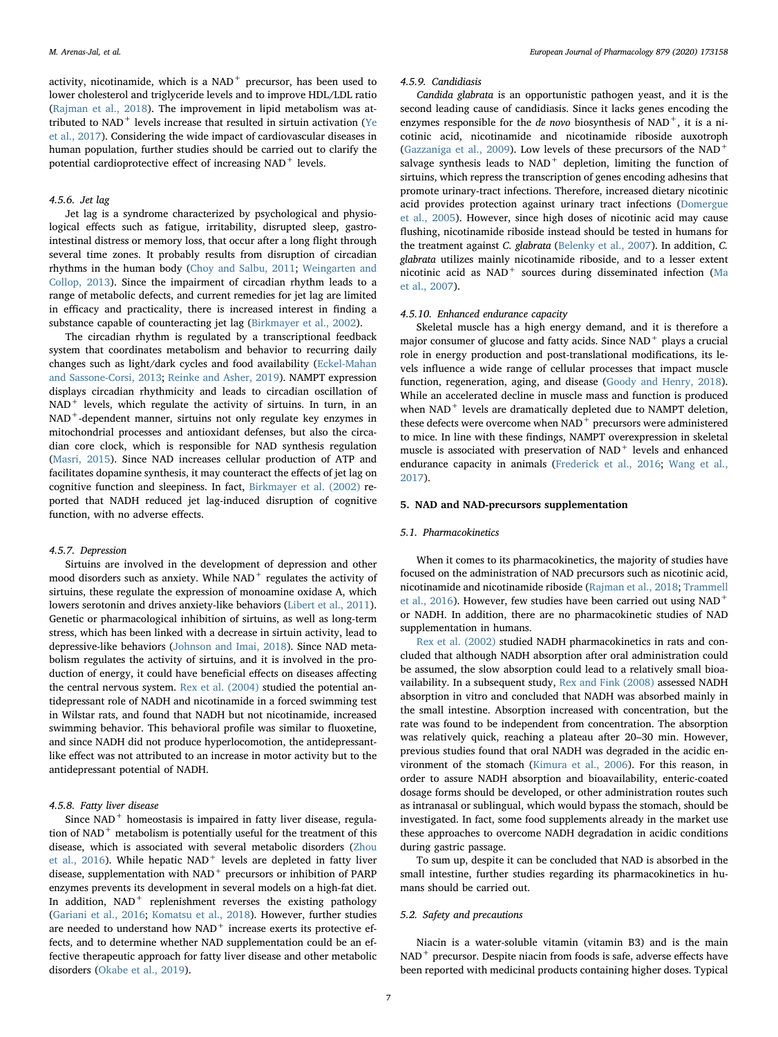activity, nicotinamide, which is a $NAD^+$ precursor, has been used to lower cholesterol and triglyceride levels and to improve HDL/LDL ratio (Rajman et al., 2018). The improvement in lipid metabolism was attributed to $NAD^+$ levels increase that resulted in sirtuin activation (Ye et al., 2017). Considering the wide impact of cardiovascular diseases in human population, further studies should be carried out to clarify the potential cardioprotective effect of increasing $NAD^+$ levels.

#### 4.5.6. Jet lag

Jet lag is a syndrome characterized by psychological and physiological effects such as fatigue, irritability, disrupted sleep, gastrointestinal distress or memory loss, that occur after a long flight through several time zones. It probably results from disruption of circadian rhythms in the human body (Choy and Salbu, 2011; Weingarten and Collop, 2013). Since the impairment of circadian rhythm leads to a range of metabolic defects, and current remedies for jet lag are limited in efficacy and practicality, there is increased interest in finding a substance capable of counteracting jet lag (Birkmayer et al., 2002).

The circadian rhythm is regulated by a transcriptional feedback system that coordinates metabolism and behavior to recurring daily changes such as light/dark cycles and food availability (Eckel-Mahan and Sassone-Corsi, 2013; Reinke and Asher, 2019). NAMPT expression displays circadian rhythmicity and leads to circadian oscillation of $NAD^+$ levels, which regulate the activity of sirtuins. In turn, in an $NAD^+$-dependent manner, sirtuins not only regulate key enzymes in mitochondrial processes and antioxidant defenses, but also the circadian core clock, which is responsible for NAD synthesis regulation (Masri, 2015). Since NAD increases cellular production of ATP and facilitates dopamine synthesis, it may counteract the effects of jet lag on cognitive function and sleepiness. In fact, Birkmayer et al. (2002) reported that NADH reduced jet lag-induced disruption of cognitive function, with no adverse effects.

#### 4.5.7. Depression

Sirtuins are involved in the development of depression and other mood disorders such as anxiety. While $NAD^+$ regulates the activity of sirtuins, these regulate the expression of monoamine oxidase A, which lowers serotonin and drives anxiety-like behaviors (Libert et al., 2011). Genetic or pharmacological inhibition of sirtuins, as well as long-term stress, which has been linked with a decrease in sirtuin activity, lead to depressive-like behaviors (Johnson and Imai, 2018). Since NAD metabolism regulates the activity of sirtuins, and it is involved in the production of energy, it could have beneficial effects on diseases affecting the central nervous system. Rex et al. (2004) studied the potential antidepressant role of NADH and nicotinamide in a forced swimming test in Wilstar rats, and found that NADH but not nicotinamide, increased swimming behavior. This behavioral profile was similar to fluoxetine, and since NADH did not produce hyperlocomotion, the antidepressant-like effect was not attributed to an increase in motor activity but to the antidepressant potential of NADH.

#### 4.5.8. Fatty liver disease

Since $NAD^+$ homeostasis is impaired in fatty liver disease, regulation of $NAD^+$ metabolism is potentially useful for the treatment of this disease, which is associated with several metabolic disorders (Zhou et al., 2016). While hepatic $NAD^+$ levels are depleted in fatty liver disease, supplementation with $NAD^+$ precursors or inhibition of PARP enzymes prevents its development in several models on a high-fat diet. In addition, $NAD^+$ replenishment reverses the existing pathology (Gariani et al., 2016; Komatsu et al., 2018). However, further studies are needed to understand how $NAD^+$ increase exerts its protective effects, and to determine whether NAD supplementation could be an effective therapeutic approach for fatty liver disease and other metabolic disorders (Okabe et al., 2019).

#### 4.5.9. Candidiasis

*Candida glabrata* is an opportunistic pathogen yeast, and it is the second leading cause of candidiasis. Since it lacks genes encoding the enzymes responsible for the *de novo* biosynthesis of $NAD^+$, it is a nicotinic acid, nicotinamide and nicotinamide riboside auxotroph (Gazzaniga et al., 2009). Low levels of these precursors of the $NAD^+$ salvage synthesis leads to $NAD^+$ depletion, limiting the function of sirtuins, which repress the transcription of genes encoding adhesins that promote urinary-tract infections. Therefore, increased dietary nicotinic acid provides protection against urinary tract infections (Domergue et al., 2005). However, since high doses of nicotinic acid may cause flushing, nicotinamide riboside instead should be tested in humans for the treatment against *C. glabrata* (Belenky et al., 2007). In addition, *C. glabrata* utilizes mainly nicotinamide riboside, and to a lesser extent nicotinic acid as $NAD^+$ sources during disseminated infection (Ma et al., 2007).

#### 4.5.10. Enhanced endurance capacity

Skeletal muscle has a high energy demand, and it is therefore a major consumer of glucose and fatty acids. Since $NAD^+$ plays a crucial role in energy production and post-translational modifications, its levels influence a wide range of cellular processes that impact muscle function, regeneration, aging, and disease (Goody and Henry, 2018). While an accelerated decline in muscle mass and function is produced when $NAD^+$ levels are dramatically depleted due to NAMPT deletion, these defects were overcome when $NAD^+$ precursors were administered to mice. In line with these findings, NAMPT overexpression in skeletal muscle is associated with preservation of $NAD^+$ levels and enhanced endurance capacity in animals (Frederick et al., 2016; Wang et al., 2017).

## 5. NAD and NAD-precursors supplementation

### 5.1. Pharmacokinetics

When it comes to its pharmacokinetics, the majority of studies have focused on the administration of NAD precursors such as nicotinic acid, nicotinamide and nicotinamide riboside (Rajman et al., 2018; Trammell et al., 2016). However, few studies have been carried out using $NAD^+$ or NADH. In addition, there are no pharmacokinetic studies of NAD supplementation in humans.

Rex et al. (2002) studied NADH pharmacokinetics in rats and concluded that although NADH absorption after oral administration could be assumed, the slow absorption could lead to a relatively small bioavailability. In a subsequent study, Rex and Fink (2008) assessed NADH absorption in vitro and concluded that NADH was absorbed mainly in the small intestine. Absorption increased with concentration, but the rate was found to be independent from concentration. The absorption was relatively quick, reaching a plateau after 20–30 min. However, previous studies found that oral NADH was degraded in the acidic environment of the stomach (Kimura et al., 2006). For this reason, in order to assure NADH absorption and bioavailability, enteric-coated dosage forms should be developed, or other administration routes such as intranasal or sublingual, which would bypass the stomach, should be investigated. In fact, some food supplements already in the market use these approaches to overcome NADH degradation in acidic conditions during gastric passage.

To sum up, despite it can be concluded that NAD is absorbed in the small intestine, further studies regarding its pharmacokinetics in humans should be carried out.

### 5.2. Safety and precautions

Niacin is a water-soluble vitamin (vitamin B3) and is the main $NAD^+$ precursor. Despite niacin from foods is safe, adverse effects have been reported with medicinal products containing higher doses. Typical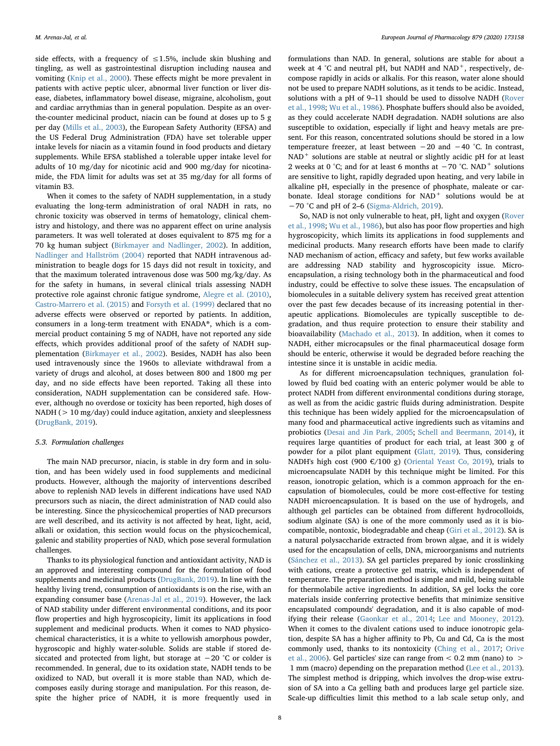side effects, with a frequency of ≤1.5%, include skin blushing and tingling, as well as gastrointestinal disruption including nausea and vomiting (Knip et al., 2000). These effects might be more prevalent in patients with active peptic ulcer, abnormal liver function or liver disease, diabetes, inflammatory bowel disease, migraine, alcoholism, gout and cardiac arrythmias than in general population. Despite as an over-the-counter medicinal product, niacin can be found at doses up to 5 g per day (Mills et al., 2003), the European Safety Authority (EFSA) and the US Federal Drug Administration (FDA) have set tolerable upper intake levels for niacin as a vitamin found in food products and dietary supplements. While EFSA stablished a tolerable upper intake level for adults of 10 mg/day for nicotinic acid and 900 mg/day for nicotinamide, the FDA limit for adults was set at 35 mg/day for all forms of vitamin B3.

When it comes to the safety of NADH supplementation, in a study evaluating the long-term administration of oral NADH in rats, no chronic toxicity was observed in terms of hematology, clinical chemistry and histology, and there was no apparent effect on urine analysis parameters. It was well tolerated at doses equivalent to 875 mg for a 70 kg human subject (Birkmayer and Nadlinger, 2002). In addition, Nadlinger and Hallström (2004) reported that NADH intravenous administration to beagle dogs for 15 days did not result in toxicity, and that the maximum tolerated intravenous dose was 500 mg/kg/day. As for the safety in humans, in several clinical trials assessing NADH protective role against chronic fatigue syndrome, Alegre et al. (2010), Castro-Marrero et al. (2015) and Forsyth et al. (1999) declared that no adverse effects were observed or reported by patients. In addition, consumers in a long-term treatment with ENADA®, which is a commercial product containing 5 mg of NADH, have not reported any side effects, which provides additional proof of the safety of NADH supplementation (Birkmayer et al., 2002). Besides, NADH has also been used intravenously since the 1960s to alleviate withdrawal from a variety of drugs and alcohol, at doses between 800 and 1800 mg per day, and no side effects have been reported. Taking all these into consideration, NADH supplementation can be considered safe. However, although no overdose or toxicity has been reported, high doses of NADH (> 10 mg/day) could induce agitation, anxiety and sleeplessness (DrugBank, 2019).

### 5.3. Formulation challenges

The main NAD precursor, niacin, is stable in dry form and in solution, and has been widely used in food supplements and medicinal products. However, although the majority of interventions described above to replenish NAD levels in different indications have used NAD precursors such as niacin, the direct administration of NAD could also be interesting. Since the physicochemical properties of NAD precursors are well described, and its activity is not affected by heat, light, acid, alkali or oxidation, this section would focus on the physicochemical, galenic and stability properties of NAD, which pose several formulation challenges.

Thanks to its physiological function and antioxidant activity, NAD is an approved and interesting compound for the formulation of food supplements and medicinal products (DrugBank, 2019). In line with the healthy living trend, consumption of antioxidants is on the rise, with an expanding consumer base (Arenas-Jal et al., 2019). However, the lack of NAD stability under different environmental conditions, and its poor flow properties and high hygroscopicity, limit its applications in food supplement and medicinal products. When it comes to NAD physicochemical characteristics, it is a white to yellowish amorphous powder, hygroscopic and highly water-soluble. Solids are stable if stored desiccated and protected from light, but storage at −20 °C or colder is recommended. In general, due to its oxidation state, NADH tends to be oxidized to NAD, but overall it is more stable than NAD, which decomposes easily during storage and manipulation. For this reason, despite the higher price of NADH, it is more frequently used in formulations than NAD. In general, solutions are stable for about a week at 4 °C and neutral pH, but NADH and NAD$^+$, respectively, decompose rapidly in acids or alkalis. For this reason, water alone should not be used to prepare NADH solutions, as it tends to be acidic. Instead, solutions with a pH of 9–11 should be used to dissolve NADH (Rover et al., 1998; Wu et al., 1986). Phosphate buffers should also be avoided, as they could accelerate NADH degradation. NADH solutions are also susceptible to oxidation, especially if light and heavy metals are present. For this reason, concentrated solutions should be stored in a low temperature freezer, at least between −20 and −40 °C. In contrast, NAD$^+$ solutions are stable at neutral or slightly acidic pH for at least 2 weeks at 0 °C; and for at least 6 months at −70 °C. NAD$^+$ solutions are sensitive to light, rapidly degraded upon heating, and very labile in alkaline pH, especially in the presence of phosphate, maleate or carbonate. Ideal storage conditions for NAD$^+$ solutions would be at −70 °C and pH of 2–6 (Sigma-Aldrich, 2019).

So, NAD is not only vulnerable to heat, pH, light and oxygen (Rover et al., 1998; Wu et al., 1986), but also has poor flow properties and high hygroscopicity, which limits its applications in food supplements and medicinal products. Many research efforts have been made to clarify NAD mechanism of action, efficacy and safety, but few works available are addressing NAD stability and hygroscopicity issue. Microencapsulation, a rising technology both in the pharmaceutical and food industry, could be effective to solve these issues. The encapsulation of biomolecules in a suitable delivery system has received great attention over the past few decades because of its increasing potential in therapeutic applications. Biomolecules are typically susceptible to degradation, and thus require protection to ensure their stability and bioavailability (Machado et al., 2013). In addition, when it comes to NADH, either microcapsules or the final pharmaceutical dosage form should be enteric, otherwise it would be degraded before reaching the intestine since it is unstable in acidic media.

As for different microencapsulation techniques, granulation followed by fluid bed coating with an enteric polymer would be able to protect NADH from different environmental conditions during storage, as well as from the acidic gastric fluids during administration. Despite this technique has been widely applied for the microencapsulation of many food and pharmaceutical active ingredients such as vitamins and probiotics (Desai and Jin Park, 2005; Schell and Beermann, 2014), it requires large quantities of product for each trial, at least 300 g of powder for a pilot plant equipment (Glatt, 2019). Thus, considering NADH's high cost (900 €/100 g) (Oriental Yeast Co, 2019), trials to microencapsulate NADH by this technique might be limited. For this reason, ionotropic gelation, which is a common approach for the encapsulation of biomolecules, could be more cost-effective for testing NADH microencapsulation. It is based on the use of hydrogels, and although gel particles can be obtained from different hydrocolloids, sodium alginate (SA) is one of the more commonly used as it is biocompatible, nontoxic, biodegradable and cheap (Giri et al., 2012). SA is a natural polysaccharide extracted from brown algae, and it is widely used for the encapsulation of cells, DNA, microorganisms and nutrients (Sánchez et al., 2013). SA gel particles prepared by ionic crosslinking with cations, create a protective gel matrix, which is independent of temperature. The preparation method is simple and mild, being suitable for thermolabile active ingredients. In addition, SA gel locks the core materials inside conferring protective benefits that minimize sensitive encapsulated compounds' degradation, and it is also capable of modifying their release (Gaonkar et al., 2014; Lee and Mooney, 2012). When it comes to the divalent cations used to induce ionotropic gelation, despite SA has a higher affinity to Pb, Cu and Cd, Ca is the most commonly used, thanks to its nontoxicity (Ching et al., 2017; Orive et al., 2006). Gel particles' size can range from < 0.2 mm (nano) to > 1 mm (macro) depending on the preparation method (Lee et al., 2013). The simplest method is dripping, which involves the drop-wise extrusion of SA into a Ca gelling bath and produces large gel particle size. Scale-up difficulties limit this method to a lab scale setup only, and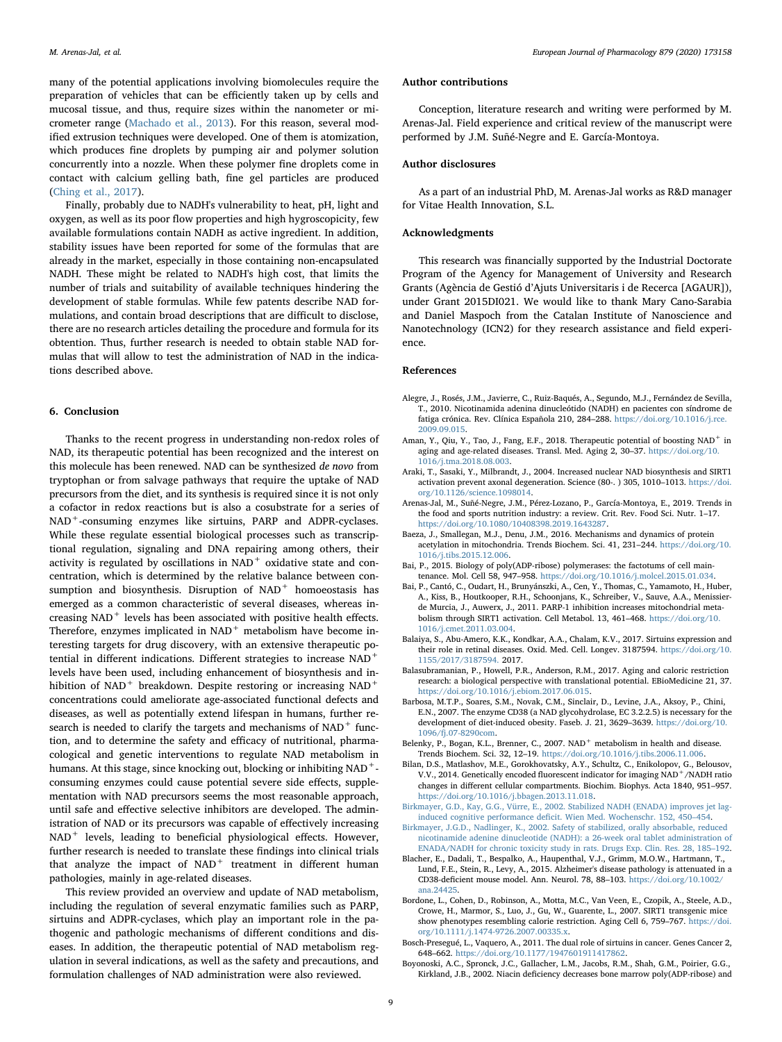many of the potential applications involving biomolecules require the preparation of vehicles that can be efficiently taken up by cells and mucosal tissue, and thus, require sizes within the nanometer or micrometer range (Machado et al., 2013). For this reason, several modified extrusion techniques were developed. One of them is atomization, which produces fine droplets by pumping air and polymer solution concurrently into a nozzle. When these polymer fine droplets come in contact with calcium gelling bath, fine gel particles are produced (Ching et al., 2017).

Finally, probably due to NADH's vulnerability to heat, pH, light and oxygen, as well as its poor flow properties and high hygroscopicity, few available formulations contain NADH as active ingredient. In addition, stability issues have been reported for some of the formulas that are already in the market, especially in those containing non-encapsulated NADH. These might be related to NADH's high cost, that limits the number of trials and suitability of available techniques hindering the development of stable formulas. While few patents describe NAD formulations, and contain broad descriptions that are difficult to disclose, there are no research articles detailing the procedure and formula for its obtention. Thus, further research is needed to obtain stable NAD formulas that will allow to test the administration of NAD in the indications described above.

## 6. Conclusion

Thanks to the recent progress in understanding non-redox roles of NAD, its therapeutic potential has been recognized and the interest on this molecule has been renewed. NAD can be synthesized *de novo* from tryptophan or from salvage pathways that require the uptake of NAD precursors from the diet, and its synthesis is required since it is not only a cofactor in redox reactions but is also a cosubstrate for a series of $NAD^+$-consuming enzymes like sirtuins, PARP and ADPR-cyclases. While these regulate essential biological processes such as transcriptional regulation, signaling and DNA repairing among others, their activity is regulated by oscillations in $NAD^+$ oxidative state and concentration, which is determined by the relative balance between consumption and biosynthesis. Disruption of $NAD^+$ homoeostasis has emerged as a common characteristic of several diseases, whereas increasing $NAD^+$ levels has been associated with positive health effects. Therefore, enzymes implicated in $NAD^+$ metabolism have become interesting targets for drug discovery, with an extensive therapeutic potential in different indications. Different strategies to increase $NAD^+$ levels have been used, including enhancement of biosynthesis and inhibition of $NAD^+$ breakdown. Despite restoring or increasing $NAD^+$ concentrations could ameliorate age-associated functional defects and diseases, as well as potentially extend lifespan in humans, further research is needed to clarify the targets and mechanisms of $NAD^+$ function, and to determine the safety and efficacy of nutritional, pharmacological and genetic interventions to regulate NAD metabolism in humans. At this stage, since knocking out, blocking or inhibiting $NAD^+$-consuming enzymes could cause potential severe side effects, supplementation with NAD precursors seems the most reasonable approach, until safe and effective selective inhibitors are developed. The administration of NAD or its precursors was capable of effectively increasing $NAD^+$ levels, leading to beneficial physiological effects. However, further research is needed to translate these findings into clinical trials that analyze the impact of $NAD^+$ treatment in different human pathologies, mainly in age-related diseases.

This review provided an overview and update of NAD metabolism, including the regulation of several enzymatic families such as PARP, sirtuins and ADPR-cyclases, which play an important role in the pathogenic and pathologic mechanisms of different conditions and diseases. In addition, the therapeutic potential of NAD metabolism regulation in several indications, as well as the safety and precautions, and formulation challenges of NAD administration were also reviewed.

## Author contributions

Conception, literature research and writing were performed by M. Arenas-Jal. Field experience and critical review of the manuscript were performed by J.M. Suñé-Negre and E. García-Montoya.

## Author disclosures

As a part of an industrial PhD, M. Arenas-Jal works as R&D manager for Vitae Health Innovation, S.L.

## Acknowledgments

This research was financially supported by the Industrial Doctorate Program of the Agency for Management of University and Research Grants (Agència de Gestió d'Ajuts Universitaris i de Recerca [AGAUR]), under Grant 2015DI021. We would like to thank Mary Cano-Sarabia and Daniel Maspoch from the Catalan Institute of Nanoscience and Nanotechnology (ICN2) for they research assistance and field experience.

## References

Alegre, J., Rosés, J.M., Javierre, C., Ruiz-Baqués, A., Segundo, M.J., Fernández de Sevilla, T., 2010. Nicotinamida adenina dinucleótido (NADH) en pacientes con síndrome de fatiga crónica. Rev. Clínica Española 210, 284–288. https://doi.org/10.1016/j.rce.2009.09.015.

Aman, Y., Qiu, Y., Tao, J., Fang, E.F., 2018. Therapeutic potential of boosting $NAD^+$ in aging and age-related diseases. Transl. Med. Aging 2, 30–37. https://doi.org/10.1016/j.tma.2018.08.003.

Araki, T., Sasaki, Y., Milbrandt, J., 2004. Increased nuclear NAD biosynthesis and SIRT1 activation prevent axonal degeneration. Science (80-. ) 305, 1010–1013. https://doi.org/10.1126/science.1098014.

Arenas-Jal, M., Suñé-Negre, J.M., Pérez-Lozano, P., García-Montoya, E., 2019. Trends in the food and sports nutrition industry: a review. Crit. Rev. Food Sci. Nutr. 1–17. https://doi.org/10.1080/10408398.2019.1643287.

Baeza, J., Smallegan, M.J., Denu, J.M., 2016. Mechanisms and dynamics of protein acetylation in mitochondria. Trends Biochem. Sci. 41, 231–244. https://doi.org/10.1016/j.tibs.2015.12.006.

Bai, P., 2015. Biology of poly(ADP-ribose) polymerases: the factotums of cell maintenance. Mol. Cell 58, 947–958. https://doi.org/10.1016/j.molcel.2015.01.034.

Bai, P., Cantó, C., Oudart, H., Brunyánszki, A., Cen, Y., Thomas, C., Yamamoto, H., Huber, A., Kiss, B., Houtkooper, R.H., Schoonjans, K., Schreiber, V., Sauve, A.A., Menissier-de Murcia, J., Auwerx, J., 2011. PARP-1 inhibition increases mitochondrial metabolism through SIRT1 activation. Cell Metabol. 13, 461–468. https://doi.org/10.1016/j.cmet.2011.03.004.

Balaiya, S., Abu-Amero, K.K., Kondkar, A.A., Chalam, K.V., 2017. Sirtuins expression and their role in retinal diseases. Oxid. Med. Cell. Longev. 3187594. https://doi.org/10.1155/2017/3187594. 2017.

Balasubramanian, P., Howell, P.R., Anderson, R.M., 2017. Aging and caloric restriction research: a biological perspective with translational potential. EBioMedicine 21, 37. https://doi.org/10.1016/j.ebiom.2017.06.015.

Barbosa, M.T.P., Soares, S.M., Novak, C.M., Sinclair, D., Levine, J.A., Aksoy, P., Chini, E.N., 2007. The enzyme CD38 (a NAD glycohydrolase, EC 3.2.2.5) is necessary for the development of diet-induced obesity. Faseb. J. 21, 3629–3639. https://doi.org/10.1096/fj.07-8290com.

Belenky, P., Bogan, K.L., Brenner, C., 2007. $NAD^+$ metabolism in health and disease. Trends Biochem. Sci. 32, 12–19. https://doi.org/10.1016/j.tibs.2006.11.006.

Bilan, D.S., Matlashov, M.E., Gorokhovatsky, A.Y., Schultz, C., Enikolopov, G., Belousov, V.V., 2014. Genetically encoded fluorescent indicator for imaging $NAD^+$/NADH ratio changes in different cellular compartments. Biochim. Biophys. Acta 1840, 951–957. https://doi.org/10.1016/j.bbagen.2013.11.018.

Birkmayer, G.D., Kay, G.G., Vürre, E., 2002. Stabilized NADH (ENADA) improves jet lag-induced cognitive performance deficit. Wien Med. Wochenschr. 152, 450–454.

Birkmayer, J.G.D., Nadlinger, K., 2002. Safety of stabilized, orally absorbable, reduced nicotinamide adenine dinucleotide (NADH): a 26-week oral tablet administration of ENADA/NADH for chronic toxicity study in rats. Drugs Exp. Clin. Res. 28, 185–192.

Blacher, E., Dadali, T., Bespalko, A., Haupenthal, V.J., Grimm, M.O.W., Hartmann, T., Lund, F.E., Stein, R., Levy, A., 2015. Alzheimer's disease pathology is attenuated in a CD38-deficient mouse model. Ann. Neurol. 78, 88–103. https://doi.org/10.1002/ana.24425.

Bordone, L., Cohen, D., Robinson, A., Motta, M.C., Van Veen, E., Czopik, A., Steele, A.D., Crowe, H., Marmor, S., Luo, J., Gu, W., Guarente, L., 2007. SIRT1 transgenic mice show phenotypes resembling calorie restriction. Aging Cell 6, 759–767. https://doi.org/10.1111/j.1474-9726.2007.00335.x.

Bosch-Presegué, L., Vaquero, A., 2011. The dual role of sirtuins in cancer. Genes Cancer 2, 648–662. https://doi.org/10.1177/1947601911417862.

Boyonoski, A.C., Spronck, J.C., Gallacher, L.M., Jacobs, R.M., Shah, G.M., Poirier, G.G., Kirkland, J.B., 2002. Niacin deficiency decreases bone marrow poly(ADP-ribose) and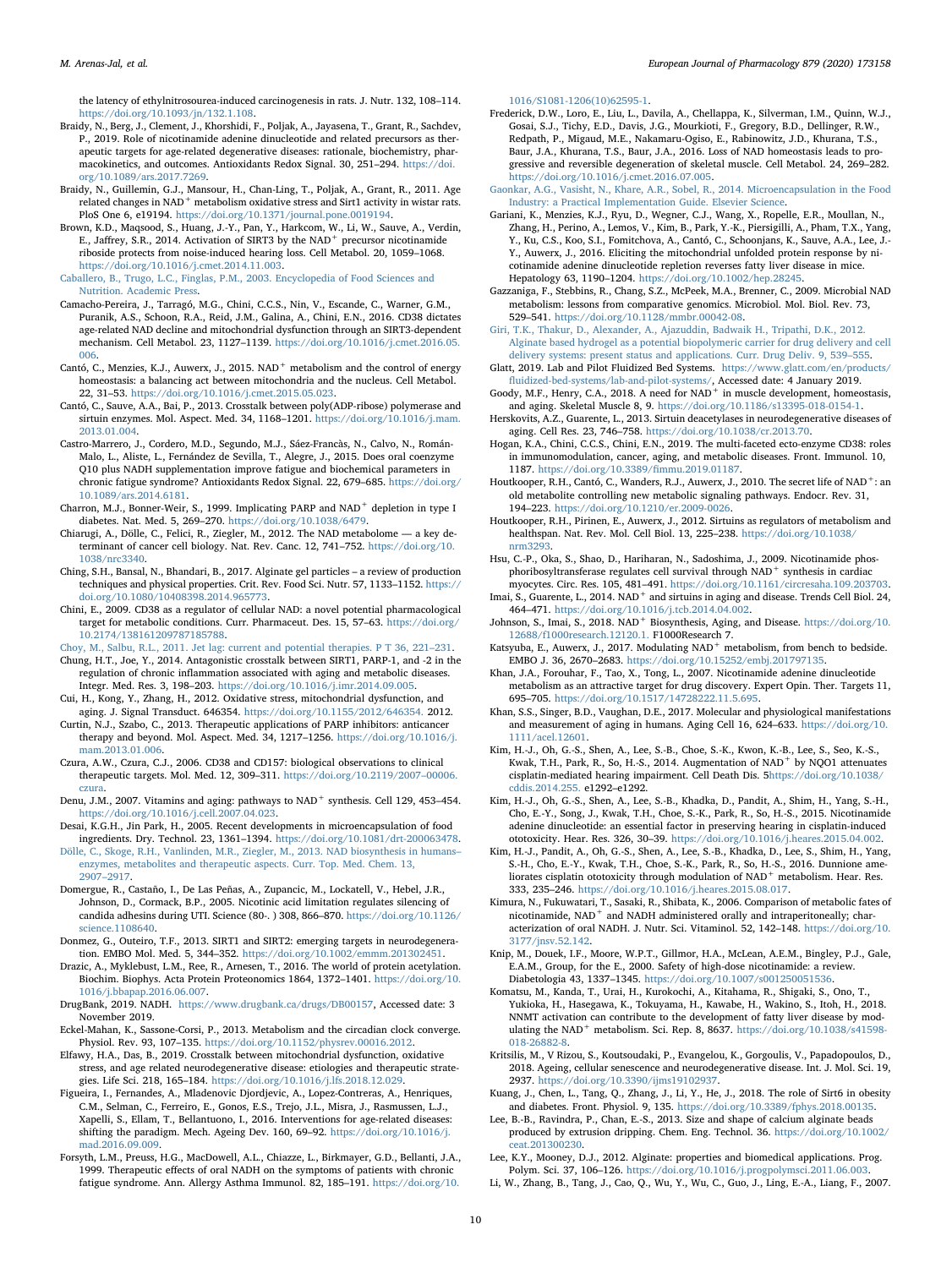the latency of ethylnitrosourea-induced carcinogenesis in rats. J. Nutr. 132, 108–114. https://doi.org/10.1093/jn/132.1.108.

Braidy, N., Berg, J., Clement, J., Khorshidi, F., Poljak, A., Jayasena, T., Grant, R., Sachdev, P., 2019. Role of nicotinamide adenine dinucleotide and related precursors as therapeutic targets for age-related degenerative diseases: rationale, biochemistry, pharmacokinetics, and outcomes. Antioxidants Redox Signal. 30, 251–294. https://doi.org/10.1089/ars.2017.7269.

Braidy, N., Guillemin, G.J., Mansour, H., Chan-Ling, T., Poljak, A., Grant, R., 2011. Age related changes in $NAD^+$ metabolism oxidative stress and Sirt1 activity in wistar rats. PloS One 6, e19194. https://doi.org/10.1371/journal.pone.0019194.

Brown, K.D., Maqsood, S., Huang, J.-Y., Pan, Y., Harkcom, W., Li, W., Sauve, A., Verdin, E., Jaffrey, S.R., 2014. Activation of SIRT3 by the $NAD^+$ precursor nicotinamide riboside protects from noise-induced hearing loss. Cell Metabol. 20, 1059–1068. https://doi.org/10.1016/j.cmet.2014.11.003.

Caballero, B., Trugo, L.C., Finglas, P.M., 2003. Encyclopedia of Food Sciences and Nutrition. Academic Press.

Camacho-Pereira, J., Tarragó, M.G., Chini, C.C.S., Nin, V., Escande, C., Warner, G.M., Puranik, A.S., Schoon, R.A., Reid, J.M., Galina, A., Chini, E.N., 2016. CD38 dictates age-related NAD decline and mitochondrial dysfunction through an SIRT3-dependent mechanism. Cell Metabol. 23, 1127–1139. https://doi.org/10.1016/j.cmet.2016.05.006.

Cantó, C., Menzies, K.J., Auwerx, J., 2015. $NAD^+$ metabolism and the control of energy homeostasis: a balancing act between mitochondria and the nucleus. Cell Metabol. 22, 31–53. https://doi.org/10.1016/j.cmet.2015.05.023.

Cantó, C., Sauve, A.A., Bai, P., 2013. Crosstalk between poly(ADP-ribose) polymerase and sirtuin enzymes. Mol. Aspect. Med. 34, 1168–1201. https://doi.org/10.1016/j.mam.2013.01.004.

Castro-Marrero, J., Cordero, M.D., Segundo, M.J., Sáez-Francàs, N., Calvo, N., Román-Malo, L., Aliste, L., Fernández de Sevilla, T., Alegre, J., 2015. Does oral coenzyme Q10 plus NADH supplementation improve fatigue and biochemical parameters in chronic fatigue syndrome? Antioxidants Redox Signal. 22, 679–685. https://doi.org/10.1089/ars.2014.6181.

Charron, M.J., Bonner-Weir, S., 1999. Implicating PARP and $NAD^+$ depletion in type I diabetes. Nat. Med. 5, 269–270. https://doi.org/10.1038/6479.

Chiarugi, A., Dölle, C., Felici, R., Ziegler, M., 2012. The NAD metabolome — a key determinant of cancer cell biology. Nat. Rev. Canc. 12, 741–752. https://doi.org/10.1038/nrc3340.

Ching, S.H., Bansal, N., Bhandari, B., 2017. Alginate gel particles – a review of production techniques and physical properties. Crit. Rev. Food Sci. Nutr. 57, 1133–1152. https://doi.org/10.1080/10408398.2014.965773.

Chini, E., 2009. CD38 as a regulator of cellular NAD: a novel potential pharmacological target for metabolic conditions. Curr. Pharmaceut. Des. 15, 57–63. https://doi.org/10.2174/138161209787185788.

Choy, M., Salbu, R.L., 2011. Jet lag: current and potential therapies. P T 36, 221–231.

Chung, H.T., Joe, Y., 2014. Antagonistic crosstalk between SIRT1, PARP-1, and -2 in the regulation of chronic inflammation associated with aging and metabolic diseases. Integr. Med. Res. 3, 198–203. https://doi.org/10.1016/j.imr.2014.09.005.

Cui, H., Kong, Y., Zhang, H., 2012. Oxidative stress, mitochondrial dysfunction, and aging. J. Signal Transduct. 646354. https://doi.org/10.1155/2012/646354. 2012.

Curtin, N.J., Szabo, C., 2013. Therapeutic applications of PARP inhibitors: anticancer therapy and beyond. Mol. Aspect. Med. 34, 1217–1256. https://doi.org/10.1016/j.mam.2013.01.006.

Czura, A.W., Czura, C.J., 2006. CD38 and CD157: biological observations to clinical therapeutic targets. Mol. Med. 12, 309–311. https://doi.org/10.2119/2007–00006.czura.

Denu, J.M., 2007. Vitamins and aging: pathways to $NAD^+$ synthesis. Cell 129, 453–454. https://doi.org/10.1016/j.cell.2007.04.023.

Desai, K.G.H., Jin Park, H., 2005. Recent developments in microencapsulation of food ingredients. Dry. Technol. 23, 1361–1394. https://doi.org/10.1081/drt-200063478.

Dölle, C., Skoge, R.H., Vanlinden, M.R., Ziegler, M., 2013. NAD biosynthesis in humans–enzymes, metabolites and therapeutic aspects. Curr. Top. Med. Chem. 13, 2907–2917.

Domergue, R., Castaño, I., De Las Peñas, A., Zupancic, M., Lockatell, V., Hebel, J.R., Johnson, D., Cormack, B.P., 2005. Nicotinic acid limitation regulates silencing of candida adhesins during UTI. Science (80-. ) 308, 866–870. https://doi.org/10.1126/science.1108640.

Donmez, G., Outeiro, T.F., 2013. SIRT1 and SIRT2: emerging targets in neurodegeneration. EMBO Mol. Med. 5, 344–352. https://doi.org/10.1002/emmm.201302451.

Drazic, A., Myklebust, L.M., Ree, R., Arnesen, T., 2016. The world of protein acetylation. Biochim. Biophys. Acta Protein Proteonomics 1864, 1372–1401. https://doi.org/10.1016/j.bbapap.2016.06.007.

DrugBank, 2019. NADH. https://www.drugbank.ca/drugs/DB00157, Accessed date: 3 November 2019.

Eckel-Mahan, K., Sassone-Corsi, P., 2013. Metabolism and the circadian clock converge. Physiol. Rev. 93, 107–135. https://doi.org/10.1152/physrev.00016.2012.

Elfawy, H.A., Das, B., 2019. Crosstalk between mitochondrial dysfunction, oxidative stress, and age related neurodegenerative disease: etiologies and therapeutic strategies. Life Sci. 218, 165–184. https://doi.org/10.1016/j.lfs.2018.12.029.

Figueira, I., Fernandes, A., Mladenovic Djordjevic, A., Lopez-Contreras, A., Henriques, C.M., Selman, C., Ferreiro, E., Gonos, E.S., Trejo, J.L., Misra, J., Rasmussen, L.J., Xapelli, S., Ellam, T., Bellantuono, I., 2016. Interventions for age-related diseases: shifting the paradigm. Mech. Ageing Dev. 160, 69–92. https://doi.org/10.1016/j.mad.2016.09.009.

Forsyth, L.M., Preuss, H.G., MacDowell, A.L., Chiazze, L., Birkmayer, G.D., Bellanti, J.A., 1999. Therapeutic effects of oral NADH on the symptoms of patients with chronic fatigue syndrome. Ann. Allergy Asthma Immunol. 82, 185–191. https://doi.org/10.1016/S1081-1206(10)62595-1.

Frederick, D.W., Loro, E., Liu, L., Davila, A., Chellappa, K., Silverman, I.M., Quinn, W.J., Gosai, S.J., Tichy, E.D., Davis, J.G., Mourkioti, F., Gregory, B.D., Dellinger, R.W., Redpath, P., Migaud, M.E., Nakamaru-Ogiso, E., Rabinowitz, J.D., Khurana, T.S., Baur, J.A., Khurana, T.S., Baur, J.A., 2016. Loss of NAD homeostasis leads to progressive and reversible degeneration of skeletal muscle. Cell Metabol. 24, 269–282. https://doi.org/10.1016/j.cmet.2016.07.005.

Gaonkar, A.G., Vasisht, N., Khare, A.R., Sobel, R., 2014. Microencapsulation in the Food Industry: a Practical Implementation Guide. Elsevier Science.

Gariani, K., Menzies, K.J., Ryu, D., Wegner, C.J., Wang, X., Ropelle, E.R., Moullan, N., Zhang, H., Perino, A., Lemos, V., Kim, B., Park, Y.-K., Piersigilli, A., Pham, T.X., Yang, Y., Ku, C.S., Koo, S.I., Fomitchova, A., Cantó, C., Schoonjans, K., Sauve, A.A., Lee, J.-Y., Auwerx, J., 2016. Eliciting the mitochondrial unfolded protein response by nicotinamide adenine dinucleotide repletion reverses fatty liver disease in mice. Hepatology 63, 1190–1204. https://doi.org/10.1002/hep.28245.

Gazzaniga, F., Stebbins, R., Chang, S.Z., McPeek, M.A., Brenner, C., 2009. Microbial NAD metabolism: lessons from comparative genomics. Microbiol. Mol. Biol. Rev. 73, 529–541. https://doi.org/10.1128/mmbr.00042-08.

Giri, T.K., Thakur, D., Alexander, A., Ajazuddin, Badwaik H., Tripathi, D.K., 2012. Alginate based hydrogel as a potential biopolymeric carrier for drug delivery and cell delivery systems: present status and applications. Curr. Drug Deliv. 9, 539–555.

Glatt, 2019. Lab and Pilot Fluidized Bed Systems. https://www.glatt.com/en/products/fluidized-bed-systems/lab-and-pilot-systems/, Accessed date: 4 January 2019.

Goody, M.F., Henry, C.A., 2018. A need for $NAD^+$ in muscle development, homeostasis, and aging. Skeletal Muscle 8, 9. https://doi.org/10.1186/s13395-018-0154-1.

Herskovits, A.Z., Guarente, L., 2013. Sirtuin deacetylases in neurodegenerative diseases of aging. Cell Res. 23, 746–758. https://doi.org/10.1038/cr.2013.70.

Hogan, K.A., Chini, C.C.S., Chini, E.N., 2019. The multi-faceted ecto-enzyme CD38: roles in immunomodulation, cancer, aging, and metabolic diseases. Front. Immunol. 10, 1187. https://doi.org/10.3389/fimmu.2019.01187.

Houtkooper, R.H., Cantó, C., Wanders, R.J., Auwerx, J., 2010. The secret life of $NAD^+$: an old metabolite controlling new metabolic signaling pathways. Endocr. Rev. 31, 194–223. https://doi.org/10.1210/er.2009-0026.

Houtkooper, R.H., Pirinen, E., Auwerx, J., 2012. Sirtuins as regulators of metabolism and healthspan. Nat. Rev. Mol. Cell Biol. 13, 225–238. https://doi.org/10.1038/nrm3293.

Hsu, C.-P., Oka, S., Shao, D., Hariharan, N., Sadoshima, J., 2009. Nicotinamide phosphoribosyltransferase regulates cell survival through $NAD^+$ synthesis in cardiac myocytes. Circ. Res. 105, 481–491. https://doi.org/10.1161/circresaha.109.203703.

Imai, S., Guarente, L., 2014. $NAD^+$ and sirtuins in aging and disease. Trends Cell Biol. 24, 464–471. https://doi.org/10.1016/j.tcb.2014.04.002.

Johnson, S., Imai, S., 2018. $NAD^+$ Biosynthesis, Aging, and Disease. https://doi.org/10.12688/f1000research.12120.1. F1000Research 7.

Katsyuba, E., Auwerx, J., 2017. Modulating $NAD^+$ metabolism, from bench to bedside. EMBO J. 36, 2670–2683. https://doi.org/10.15252/embj.201797135.

Khan, J.A., Forouhar, F., Tao, X., Tong, L., 2007. Nicotinamide adenine dinucleotide metabolism as an attractive target for drug discovery. Expert Opin. Ther. Targets 11, 695–705. https://doi.org/10.1517/14728222.11.5.695.

Khan, S.S., Singer, B.D., Vaughan, D.E., 2017. Molecular and physiological manifestations and measurement of aging in humans. Aging Cell 16, 624–633. https://doi.org/10.1111/acel.12601.

Kim, H.-J., Oh, G.-S., Shen, A., Lee, S.-B., Choe, S.-K., Kwon, K.-B., Lee, S., Seo, K.-S., Kwak, T.H., Park, R., So, H.-S., 2014. Augmentation of $NAD^+$ by NQO1 attenuates cisplatin-mediated hearing impairment. Cell Death Dis. 5https://doi.org/10.1038/cddis.2014.255. e1292–e1292.

Kim, H.-J., Oh, G.-S., Shen, A., Lee, S.-B., Khadka, D., Pandit, A., Shim, H., Yang, S.-H., Cho, E.-Y., Song, J., Kwak, T.H., Choe, S.-K., Park, R., So, H.-S., 2015. Nicotinamide adenine dinucleotide: an essential factor in preserving hearing in cisplatin-induced ototoxicity. Hear. Res. 326, 30–39. https://doi.org/10.1016/j.heares.2015.04.002.

Kim, H.-J., Pandit, A., Oh, G.-S., Shen, A., Lee, S.-B., Khadka, D., Lee, S., Shim, H., Yang, S.-H., Cho, E.-Y., Kwak, T.H., Choe, S.-K., Park, R., So, H.-S., 2016. Dunnione ameliorates cisplatin ototoxicity through modulation of $NAD^+$ metabolism. Hear. Res. 333, 235–246. https://doi.org/10.1016/j.heares.2015.08.017.

Kimura, N., Fukuwatari, T., Sasaki, R., Shibata, K., 2006. Comparison of metabolic fates of nicotinamide, $NAD^+$ and NADH administered orally and intraperitoneally; characterization of oral NADH. J. Nutr. Sci. Vitaminol. 52, 142–148. https://doi.org/10.3177/jnsv.52.142.

Knip, M., Douek, I.F., Moore, W.P.T., Gillmor, H.A., McLean, A.E.M., Bingley, P.J., Gale, E.A.M., Group, for the E., 2000. Safety of high-dose nicotinamide: a review. Diabetologia 43, 1337–1345. https://doi.org/10.1007/s001250051536.

Komatsu, M., Kanda, T., Urai, H., Kurokochi, A., Kitahama, R., Shigaki, S., Ono, T., Yukioka, H., Hasegawa, K., Tokuyama, H., Kawabe, H., Wakino, S., Itoh, H., 2018. NNMT activation can contribute to the development of fatty liver disease by modulating the $NAD^+$ metabolism. Sci. Rep. 8, 8637. https://doi.org/10.1038/s41598-018-26882-8.

Kritsilis, M., V Rizou, S., Koutsoudaki, P., Evangelou, K., Gorgoulis, V., Papadopoulos, D., 2018. Ageing, cellular senescence and neurodegenerative disease. Int. J. Mol. Sci. 19, 2937. https://doi.org/10.3390/ijms19102937.

Kuang, J., Chen, L., Tang, Q., Zhang, J., Li, Y., He, J., 2018. The role of Sirt6 in obesity and diabetes. Front. Physiol. 9, 135. https://doi.org/10.3389/fphys.2018.00135.

Lee, B.-B., Ravindra, P., Chan, E.-S., 2013. Size and shape of calcium alginate beads produced by extrusion dripping. Chem. Eng. Technol. 36. https://doi.org/10.1002/ceat.201300230.

Lee, K.Y., Mooney, D.J., 2012. Alginate: properties and biomedical applications. Prog. Polym. Sci. 37, 106–126. https://doi.org/10.1016/j.progpolymsci.2011.06.003.

Li, W., Zhang, B., Tang, J., Cao, Q., Wu, Y., Wu, C., Guo, J., Ling, E.-A., Liang, F., 2007.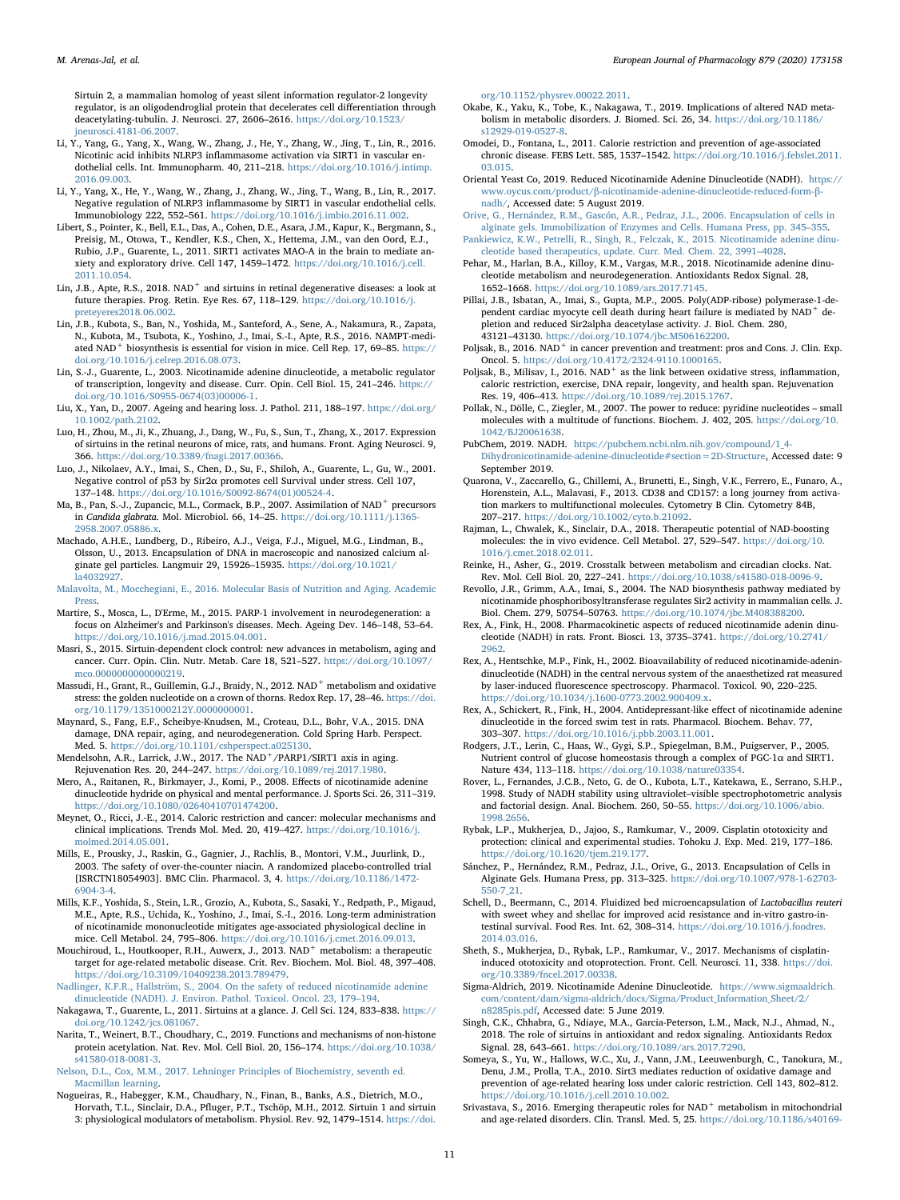Sirtuin 2, a mammalian homolog of yeast silent information regulator-2 longevity regulator, is an oligodendroglial protein that decelerates cell differentiation through deacetylating-tubulin. J. Neurosci. 27, 2606–2616. https://doi.org/10.1523/jneurosci.4181-06.2007.

Li, Y., Yang, G., Yang, X., Wang, W., Zhang, J., He, Y., Zhang, W., Jing, T., Lin, R., 2016. Nicotinic acid inhibits NLRP3 inflammasome activation via SIRT1 in vascular endothelial cells. Int. Immunopharm. 40, 211–218. https://doi.org/10.1016/j.intimp.2016.09.003.

Li, Y., Yang, X., He, Y., Wang, W., Zhang, J., Zhang, W., Jing, T., Wang, B., Lin, R., 2017. Negative regulation of NLRP3 inflammasome by SIRT1 in vascular endothelial cells. Immunobiology 222, 552–561. https://doi.org/10.1016/j.imbio.2016.11.002.

Libert, S., Pointer, K., Bell, E.L., Das, A., Cohen, D.E., Asara, J.M., Kapur, K., Bergmann, S., Preisig, M., Otowa, T., Kendler, K.S., Chen, X., Hettema, J.M., van den Oord, E.J., Rubio, J.P., Guarente, L., 2011. SIRT1 activates MAO-A in the brain to mediate anxiety and exploratory drive. Cell 147, 1459–1472. https://doi.org/10.1016/j.cell.2011.10.054.

Lin, J.B., Apte, R.S., 2018. $NAD^+$ and sirtuins in retinal degenerative diseases: a look at future therapies. Prog. Retin. Eye Res. 67, 118–129. https://doi.org/10.1016/j.preteyeres2018.06.002.

Lin, J.B., Kubota, S., Ban, N., Yoshida, M., Santeford, A., Sene, A., Nakamura, R., Zapata, N., Kubota, M., Tsubota, K., Yoshino, J., Imai, S.-I., Apte, R.S., 2016. NAMPT-mediated $NAD^+$ biosynthesis is essential for vision in mice. Cell Rep. 17, 69–85. https://doi.org/10.1016/j.celrep.2016.08.073.

Lin, S.-J., Guarente, L., 2003. Nicotinamide adenine dinucleotide, a metabolic regulator of transcription, longevity and disease. Curr. Opin. Cell Biol. 15, 241–246. https://doi.org/10.1016/S0955-0674(03)00006-1.

Liu, X., Yan, D., 2007. Ageing and hearing loss. J. Pathol. 211, 188–197. https://doi.org/10.1002/path.2102.

Luo, H., Zhou, M., Ji, K., Zhuang, J., Dang, W., Fu, S., Sun, T., Zhang, X., 2017. Expression of sirtuins in the retinal neurons of mice, rats, and humans. Front. Aging Neurosci. 9, 366. https://doi.org/10.3389/fnagi.2017.00366.

Luo, J., Nikolaev, A.Y., Imai, S., Chen, D., Su, F., Shiloh, A., Guarente, L., Gu, W., 2001. Negative control of p53 by Sir2α promotes cell Survival under stress. Cell 107, 137–148. https://doi.org/10.1016/S0092-8674(01)00524-4.

Ma, B., Pan, S.-J., Zupancic, M.L., Cormack, B.P., 2007. Assimilation of $NAD^+$ precursors in *Candida glabrata*. Mol. Microbiol. 66, 14–25. https://doi.org/10.1111/j.1365-2958.2007.05886.x.

Machado, A.H.E., Lundberg, D., Ribeiro, A.J., Veiga, F.J., Miguel, M.G., Lindman, B., Olsson, U., 2013. Encapsulation of DNA in macroscopic and nanosized calcium alginate gel particles. Langmuir 29, 15926–15935. https://doi.org/10.1021/la4032927.

Malavolta, M., Mocchegiani, E., 2016. Molecular Basis of Nutrition and Aging. Academic Press.

Martire, S., Mosca, L., D'Erme, M., 2015. PARP-1 involvement in neurodegeneration: a focus on Alzheimer's and Parkinson's diseases. Mech. Ageing Dev. 146–148, 53–64. https://doi.org/10.1016/j.mad.2015.04.001.

Masri, S., 2015. Sirtuin-dependent clock control: new advances in metabolism, aging and cancer. Curr. Opin. Clin. Nutr. Metab. Care 18, 521–527. https://doi.org/10.1097/mco.0000000000000219.

Massudi, H., Grant, R., Guillemin, G.J., Braidy, N., 2012. $NAD^+$ metabolism and oxidative stress: the golden nucleotide on a crown of thorns. Redox Rep. 17, 28–46. https://doi.org/10.1179/1351000212Y.0000000001.

Maynard, S., Fang, E.F., Scheibye-Knudsen, M., Croteau, D.L., Bohr, V.A., 2015. DNA damage, DNA repair, aging, and neurodegeneration. Cold Spring Harb. Perspect. Med. 5. https://doi.org/10.1101/cshperspect.a025130.

Mendelsohn, A.R., Larrick, J.W., 2017. The $NAD^+$/PARP1/SIRT1 axis in aging. Rejuvenation Res. 20, 244–247. https://doi.org/10.1089/rej.2017.1980.

Mero, A., Raitanen, R., Birkmayer, J., Komi, P., 2008. Effects of nicotinamide adenine dinucleotide hydride on physical and mental performance. J. Sports Sci. 26, 311–319. https://doi.org/10.1080/02640410701474200.

Meynet, O., Ricci, J.-E., 2014. Caloric restriction and cancer: molecular mechanisms and clinical implications. Trends Mol. Med. 20, 419–427. https://doi.org/10.1016/j.molmed.2014.05.001.

Mills, E., Prousky, J., Raskin, G., Gagnier, J., Rachlis, B., Montori, V.M., Juurlink, D., 2003. The safety of over-the-counter niacin. A randomized placebo-controlled trial [ISRCTN18054903]. BMC Clin. Pharmacol. 3, 4. https://doi.org/10.1186/1472-6904-3-4.

Mills, K.F., Yoshida, S., Stein, L.R., Grozio, A., Kubota, S., Sasaki, Y., Redpath, P., Migaud, M.E., Apte, R.S., Uchida, K., Yoshino, J., Imai, S.-I., 2016. Long-term administration of nicotinamide mononucleotide mitigates age-associated physiological decline in mice. Cell Metabol. 24, 795–806. https://doi.org/10.1016/j.cmet.2016.09.013.

Mouchiroud, L., Houtkooper, R.H., Auwerx, J., 2013. $NAD^+$ metabolism: a therapeutic target for age-related metabolic disease. Crit. Rev. Biochem. Mol. Biol. 48, 397–408. https://doi.org/10.3109/10409238.2013.789479.

Nadlinger, K.F.R., Hallström, S., 2004. On the safety of reduced nicotinamide adenine dinucleotide (NADH). J. Environ. Pathol. Toxicol. Oncol. 23, 179–194.

Nakagawa, T., Guarente, L., 2011. Sirtuins at a glance. J. Cell Sci. 124, 833–838. https://doi.org/10.1242/jcs.081067.

Narita, T., Weinert, B.T., Choudhary, C., 2019. Functions and mechanisms of non-histone protein acetylation. Nat. Rev. Mol. Cell Biol. 20, 156–174. https://doi.org/10.1038/s41580-018-0081-3.

Nelson, D.L., Cox, M.M., 2017. Lehninger Principles of Biochemistry, seventh ed. Macmillan learning.

Nogueiras, R., Habegger, K.M., Chaudhary, N., Finan, B., Banks, A.S., Dietrich, M.O., Horvath, T.L., Sinclair, D.A., Pfluger, P.T., Tschöp, M.H., 2012. Sirtuin 1 and sirtuin 3: physiological modulators of metabolism. Physiol. Rev. 92, 1479–1514. https://doi.org/10.1152/physrev.00022.2011.

Okabe, K., Yaku, K., Tobe, K., Nakagawa, T., 2019. Implications of altered NAD metabolism in metabolic disorders. J. Biomed. Sci. 26, 34. https://doi.org/10.1186/s12929-019-0527-8.

Omodei, D., Fontana, L., 2011. Calorie restriction and prevention of age-associated chronic disease. FEBS Lett. 585, 1537–1542. https://doi.org/10.1016/j.febslet.2011.03.015.

Oriental Yeast Co, 2019. Reduced Nicotinamide Adenine Dinucleotide (NADH). https://www.oycus.com/product/β-nicotinamide-adenine-dinucleotide-reduced-form-β-nadh/, Accessed date: 5 August 2019.

Orive, G., Hernández, R.M., Gascón, A.R., Pedraz, J.L., 2006. Encapsulation of cells in alginate gels. Immobilization of Enzymes and Cells. Humana Press, pp. 345–355.

Pankiewicz, K.W., Petrelli, R., Singh, R., Felczak, K., 2015. Nicotinamide adenine dinucleotide based therapeutics, update. Curr. Med. Chem. 22, 3991–4028.

Pehar, M., Harlan, B.A., Killoy, K.M., Vargas, M.R., 2018. Nicotinamide adenine dinucleotide metabolism and neurodegeneration. Antioxidants Redox Signal. 28, 1652–1668. https://doi.org/10.1089/ars.2017.7145.

Pillai, J.B., Isbatan, A., Imai, S., Gupta, M.P., 2005. Poly(ADP-ribose) polymerase-1-dependent cardiac myocyte cell death during heart failure is mediated by $NAD^+$ depletion and reduced Sir2alpha deacetylase activity. J. Biol. Chem. 280, 43121–43130. https://doi.org/10.1074/jbc.M506162200.

Poljsak, B., 2016. $NAD^+$ in cancer prevention and treatment: pros and Cons. J. Clin. Exp. Oncol. 5. https://doi.org/10.4172/2324-9110.1000165.

Poljsak, B., Milisav, I., 2016. $NAD^+$ as the link between oxidative stress, inflammation, caloric restriction, exercise, DNA repair, longevity, and health span. Rejuvenation Res. 19, 406–413. https://doi.org/10.1089/rej.2015.1767.

Pollak, N., Dölle, C., Ziegler, M., 2007. The power to reduce: pyridine nucleotides – small molecules with a multitude of functions. Biochem. J. 402, 205. https://doi.org/10.1042/BJ20061638.

PubChem, 2019. NADH. https://pubchem.ncbi.nlm.nih.gov/compound/1_4-Dihydronicotinamide-adenine-dinucleotide#section=2D-Structure, Accessed date: 9 September 2019.

Quarona, V., Zaccarello, G., Chillemi, A., Brunetti, E., Singh, V.K., Ferrero, E., Funaro, A., Horenstein, A.L., Malavasi, F., 2013. CD38 and CD157: a long journey from activation markers to multifunctional molecules. Cytometry B Clin. Cytometry 84B, 207–217. https://doi.org/10.1002/cyto.b.21092.

Rajman, L., Chwalek, K., Sinclair, D.A., 2018. Therapeutic potential of NAD-boosting molecules: the in vivo evidence. Cell Metabol. 27, 529–547. https://doi.org/10.1016/j.cmet.2018.02.011.

Reinke, H., Asher, G., 2019. Crosstalk between metabolism and circadian clocks. Nat. Rev. Mol. Cell Biol. 20, 227–241. https://doi.org/10.1038/s41580-018-0096-9.

Revollo, J.R., Grimm, A.A., Imai, S., 2004. The NAD biosynthesis pathway mediated by nicotinamide phosphoribosyltransferase regulates Sir2 activity in mammalian cells. J. Biol. Chem. 279, 50754–50763. https://doi.org/10.1074/jbc.M408388200.

Rex, A., Fink, H., 2008. Pharmacokinetic aspects of reduced nicotinamide adenin dinucleotide (NADH) in rats. Front. Biosci. 13, 3735–3741. https://doi.org/10.2741/2962.

Rex, A., Hentschke, M.P., Fink, H., 2002. Bioavailability of reduced nicotinamide-adenin-dinucleotide (NADH) in the central nervous system of the anaesthetized rat measured by laser-induced fluorescence spectroscopy. Pharmacol. Toxicol. 90, 220–225. https://doi.org/10.1034/j.1600-0773.2002.900409.x.

Rex, A., Schickert, R., Fink, H., 2004. Antidepressant-like effect of nicotinamide adenine dinucleotide in the forced swim test in rats. Pharmacol. Biochem. Behav. 77, 303–307. https://doi.org/10.1016/j.pbb.2003.11.001.

Rodgers, J.T., Lerin, C., Haas, W., Gygi, S.P., Spiegelman, B.M., Puigserver, P., 2005. Nutrient control of glucose homeostasis through a complex of PGC-1α and SIRT1. Nature 434, 113–118. https://doi.org/10.1038/nature03354.

Rover, L., Fernandes, J.C.B., Neto, G. de O., Kubota, L.T., Katekawa, E., Serrano, S.H.P., 1998. Study of NADH stability using ultraviolet–visible spectrophotometric analysis and factorial design. Anal. Biochem. 260, 50–55. https://doi.org/10.1006/abio.1998.2656.

Rybak, L.P., Mukherjea, D., Jajoo, S., Ramkumar, V., 2009. Cisplatin ototoxicity and protection: clinical and experimental studies. Tohoku J. Exp. Med. 219, 177–186. https://doi.org/10.1620/tjem.219.177.

Sánchez, P., Hernández, R.M., Pedraz, J.L., Orive, G., 2013. Encapsulation of Cells in Alginate Gels. Humana Press, pp. 313–325. https://doi.org/10.1007/978-1-62703-550-7_21.

Schell, D., Beermann, C., 2014. Fluidized bed microencapsulation of *Lactobacillus reuteri* with sweet whey and shellac for improved acid resistance and in-vitro gastro-intestinal survival. Food Res. Int. 62, 308–314. https://doi.org/10.1016/j.foodres.2014.03.016.

Sheth, S., Mukherjea, D., Rybak, L.P., Ramkumar, V., 2017. Mechanisms of cisplatin-induced ototoxicity and otoprotection. Front. Cell. Neurosci. 11, 338. https://doi.org/10.3389/fncel.2017.00338.

Sigma-Aldrich, 2019. Nicotinamide Adenine Dinucleotide. https://www.sigmaaldrich.com/content/dam/sigma-aldrich/docs/Sigma/Product_Information_Sheet/2/n8285pis.pdf, Accessed date: 5 June 2019.

Singh, C.K., Chhabra, G., Ndiaye, M.A., Garcia-Peterson, L.M., Mack, N.J., Ahmad, N., 2018. The role of sirtuins in antioxidant and redox signaling. Antioxidants Redox Signal. 28, 643–661. https://doi.org/10.1089/ars.2017.7290.

Someya, S., Yu, W., Hallows, W.C., Xu, J., Vann, J.M., Leeuwenburgh, C., Tanokura, M., Denu, J.M., Prolla, T.A., 2010. Sirt3 mediates reduction of oxidative damage and prevention of age-related hearing loss under caloric restriction. Cell 143, 802–812. https://doi.org/10.1016/j.cell.2010.10.002.

Srivastava, S., 2016. Emerging therapeutic roles for $NAD^+$ metabolism in mitochondrial and age-related disorders. Clin. Transl. Med. 5, 25. https://doi.org/10.1186/s40169-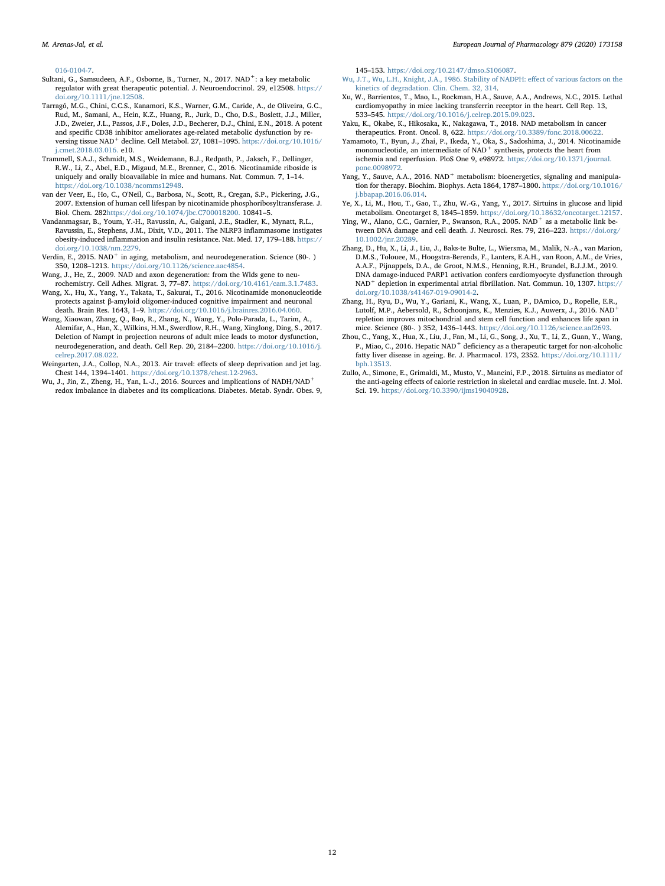016-0104-7.

Sultani, G., Samsudeen, A.F., Osborne, B., Turner, N., 2017. $NAD^+$: a key metabolic regulator with great therapeutic potential. J. Neuroendocrinol. 29, e12508. https://doi.org/10.1111/jne.12508.

Tarragó, M.G., Chini, C.C.S., Kanamori, K.S., Warner, G.M., Caride, A., de Oliveira, G.C., Rud, M., Samani, A., Hein, K.Z., Huang, R., Jurk, D., Cho, D.S., Boslett, J.J., Miller, J.D., Zweier, J.L., Passos, J.F., Doles, J.D., Becherer, D.J., Chini, E.N., 2018. A potent and specific CD38 inhibitor ameliorates age-related metabolic dysfunction by reversing tissue $NAD^+$ decline. Cell Metabol. 27, 1081–1095. https://doi.org/10.1016/j.cmet.2018.03.016. e10.

Trammell, S.A.J., Schmidt, M.S., Weidemann, B.J., Redpath, P., Jaksch, F., Dellinger, R.W., Li, Z., Abel, E.D., Migaud, M.E., Brenner, C., 2016. Nicotinamide riboside is uniquely and orally bioavailable in mice and humans. Nat. Commun. 7, 1–14. https://doi.org/10.1038/ncomms12948.

van der Veer, E., Ho, C., O'Neil, C., Barbosa, N., Scott, R., Cregan, S.P., Pickering, J.G., 2007. Extension of human cell lifespan by nicotinamide phosphoribosyltransferase. J. Biol. Chem. 282https://doi.org/10.1074/jbc.C700018200. 10841–5.

Vandanmagsar, B., Youm, Y.-H., Ravussin, A., Galgani, J.E., Stadler, K., Mynatt, R.L., Ravussin, E., Stephens, J.M., Dixit, V.D., 2011. The NLRP3 inflammasome instigates obesity-induced inflammation and insulin resistance. Nat. Med. 17, 179–188. https://doi.org/10.1038/nm.2279.

Verdin, E., 2015. $NAD^+$ in aging, metabolism, and neurodegeneration. Science (80-. ) 350, 1208–1213. https://doi.org/10.1126/science.aac4854.

Wang, J., He, Z., 2009. NAD and axon degeneration: from the Wlds gene to neurochemistry. Cell Adhes. Migrat. 3, 77–87. https://doi.org/10.4161/cam.3.1.7483.

Wang, X., Hu, X., Yang, Y., Takata, T., Sakurai, T., 2016. Nicotinamide mononucleotide protects against β-amyloid oligomer-induced cognitive impairment and neuronal death. Brain Res. 1643, 1–9. https://doi.org/10.1016/j.brainres.2016.04.060.

Wang, Xiaowan, Zhang, Q., Bao, R., Zhang, N., Wang, Y., Polo-Parada, L., Tarim, A., Alemifar, A., Han, X., Wilkins, H.M., Swerdlow, R.H., Wang, Xinglong, Ding, S., 2017. Deletion of Nampt in projection neurons of adult mice leads to motor dysfunction, neurodegeneration, and death. Cell Rep. 20, 2184–2200. https://doi.org/10.1016/j.celrep.2017.08.022.

Weingarten, J.A., Collop, N.A., 2013. Air travel: effects of sleep deprivation and jet lag. Chest 144, 1394–1401. https://doi.org/10.1378/chest.12-2963.

Wu, J., Jin, Z., Zheng, H., Yan, L.-J., 2016. Sources and implications of NADH/$NAD^+$ redox imbalance in diabetes and its complications. Diabetes. Metab. Syndr. Obes. 9, 145–153. https://doi.org/10.2147/dmso.S106087.

Wu, J.T., Wu, L.H., Knight, J.A., 1986. Stability of NADPH: effect of various factors on the kinetics of degradation. Clin. Chem. 32, 314.

Xu, W., Barrientos, T., Mao, L., Rockman, H.A., Sauve, A.A., Andrews, N.C., 2015. Lethal cardiomyopathy in mice lacking transferrin receptor in the heart. Cell Rep. 13, 533–545. https://doi.org/10.1016/j.celrep.2015.09.023.

Yaku, K., Okabe, K., Hikosaka, K., Nakagawa, T., 2018. NAD metabolism in cancer therapeutics. Front. Oncol. 8, 622. https://doi.org/10.3389/fonc.2018.00622.

Yamamoto, T., Byun, J., Zhai, P., Ikeda, Y., Oka, S., Sadoshima, J., 2014. Nicotinamide mononucleotide, an intermediate of $NAD^+$ synthesis, protects the heart from ischemia and reperfusion. PloS One 9, e98972. https://doi.org/10.1371/journal.pone.0098972.

Yang, Y., Sauve, A.A., 2016. $NAD^+$ metabolism: bioenergetics, signaling and manipulation for therapy. Biochim. Biophys. Acta 1864, 1787–1800. https://doi.org/10.1016/j.bbapap.2016.06.014.

Ye, X., Li, M., Hou, T., Gao, T., Zhu, W.-G., Yang, Y., 2017. Sirtuins in glucose and lipid metabolism. Oncotarget 8, 1845–1859. https://doi.org/10.18632/oncotarget.12157.

Ying, W., Alano, C.C., Garnier, P., Swanson, R.A., 2005. $NAD^+$ as a metabolic link between DNA damage and cell death. J. Neurosci. Res. 79, 216–223. https://doi.org/10.1002/jnr.20289.

Zhang, D., Hu, X., Li, J., Liu, J., Baks-te Bulte, L., Wiersma, M., Malik, N.-A., van Marion, D.M.S., Tolouee, M., Hoogstra-Berends, F., Lanters, E.A.H., van Roon, A.M., de Vries, A.A.F., Pijnappels, D.A., de Groot, N.M.S., Henning, R.H., Brundel, B.J.J.M., 2019. DNA damage-induced PARP1 activation confers cardiomyocyte dysfunction through $NAD^+$ depletion in experimental atrial fibrillation. Nat. Commun. 10, 1307. https://doi.org/10.1038/s41467-019-09014-2.

Zhang, H., Ryu, D., Wu, Y., Gariani, K., Wang, X., Luan, P., DAmico, D., Ropelle, E.R., Lutolf, M.P., Aebersold, R., Schoonjans, K., Menzies, K.J., Auwerx, J., 2016. $NAD^+$ repletion improves mitochondrial and stem cell function and enhances life span in mice. Science (80-. ) 352, 1436–1443. https://doi.org/10.1126/science.aaf2693.

Zhou, C., Yang, X., Hua, X., Liu, J., Fan, M., Li, G., Song, J., Xu, T., Li, Z., Guan, Y., Wang, P., Miao, C., 2016. Hepatic $NAD^+$ deficiency as a therapeutic target for non-alcoholic fatty liver disease in ageing. Br. J. Pharmacol. 173, 2352. https://doi.org/10.1111/bph.13513.

Zullo, A., Simone, E., Grimaldi, M., Musto, V., Mancini, F.P., 2018. Sirtuins as mediator of the anti-ageing effects of calorie restriction in skeletal and cardiac muscle. Int. J. Mol. Sci. 19. https://doi.org/10.3390/ijms19040928.